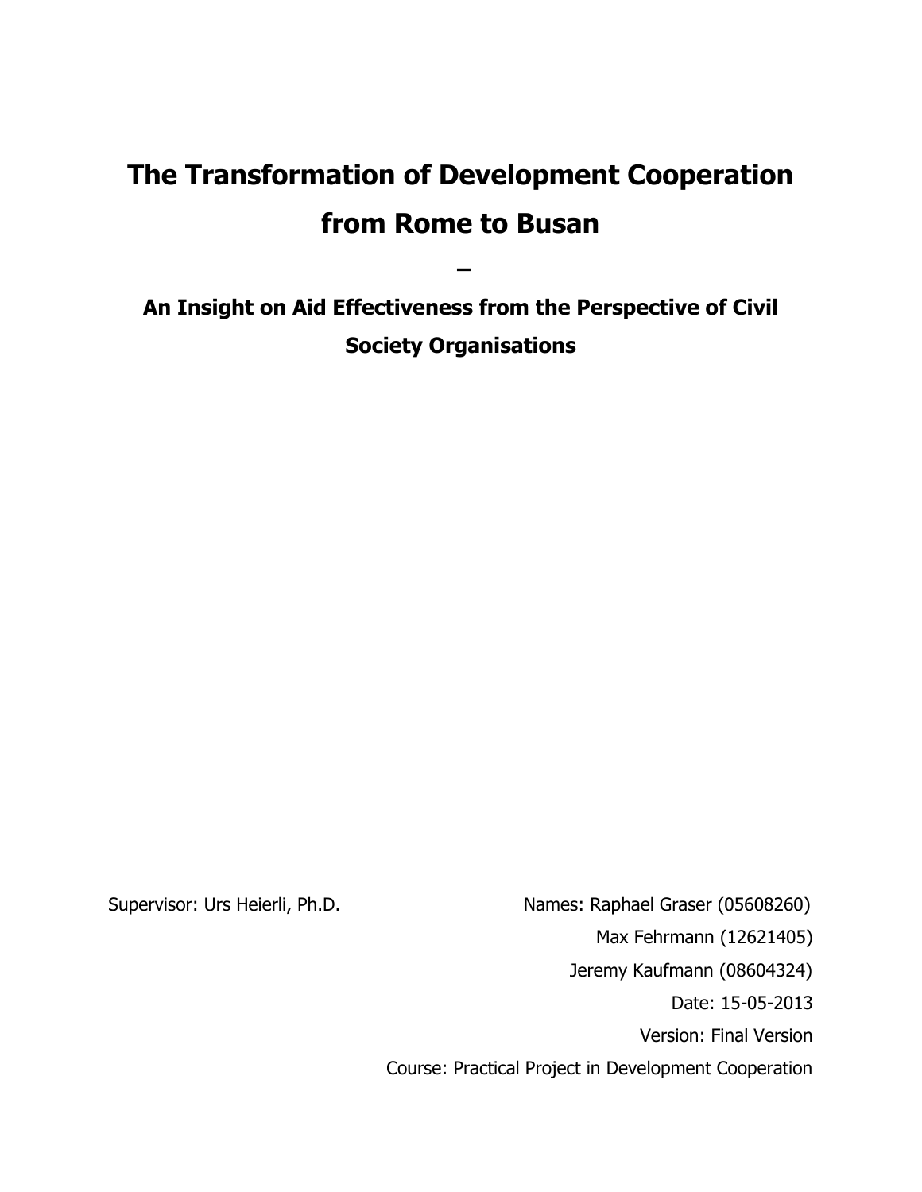# The Transformation of Development Cooperation from Rome to Busan

–

## An Insight on Aid Effectiveness from the Perspective of Civil Society Organisations

Supervisor: Urs Heierli, Ph.D.

Names: Raphael Graser (05608260)
Max Fehrmann (12621405)
Jeremy Kaufmann (08604324)
Date: 15-05-2013
Version: Final Version
Course: Practical Project in Development Cooperation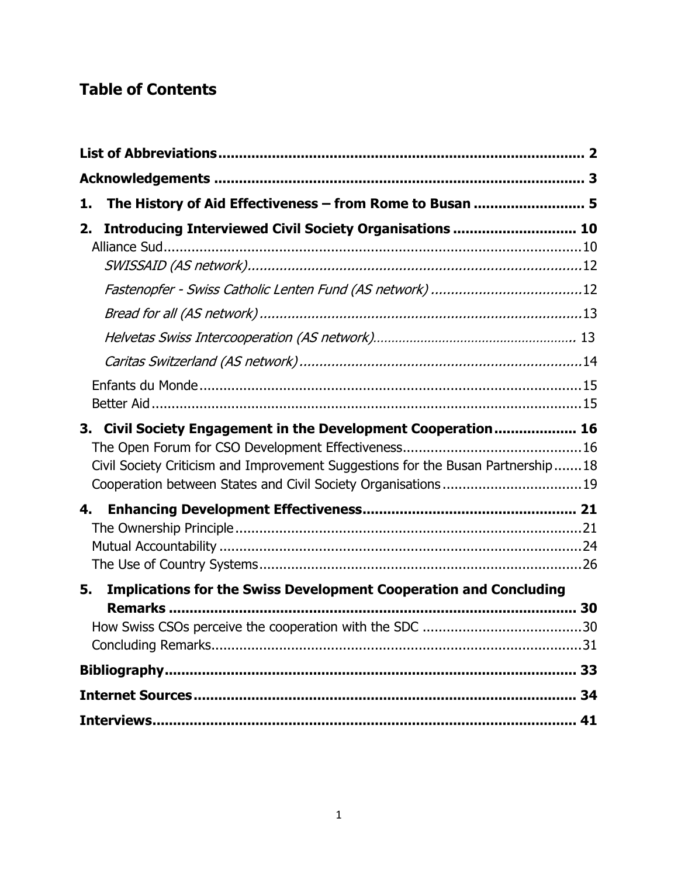# Table of Contents

**List of Abbreviations** .......... 2

**Acknowledgements** .......... 3

**1. The History of Aid Effectiveness – from Rome to Busan** .......... 5

**2. Introducing Interviewed Civil Society Organisations** .......... 10

- Alliance Sud .......... 10
  - *SWISSAID (AS network)* .......... 12
  - *Fastenopfer - Swiss Catholic Lenten Fund (AS network)* .......... 12
  - *Bread for all (AS network)* .......... 13
  - *Helvetas Swiss Intercooperation (AS network)* .......... 13
  - *Caritas Switzerland (AS network)* .......... 14
- Enfants du Monde .......... 15
- Better Aid .......... 15

**3. Civil Society Engagement in the Development Cooperation** .......... 16

- The Open Forum for CSO Development Effectiveness .......... 16
- Civil Society Criticism and Improvement Suggestions for the Busan Partnership .......... 18
- Cooperation between States and Civil Society Organisations .......... 19

**4. Enhancing Development Effectiveness** .......... 21

- The Ownership Principle .......... 21
- Mutual Accountability .......... 24
- The Use of Country Systems .......... 26

**5. Implications for the Swiss Development Cooperation and Concluding Remarks** .......... 30

- How Swiss CSOs perceive the cooperation with the SDC .......... 30
- Concluding Remarks .......... 31

**Bibliography** .......... 33

**Internet Sources** .......... 34

**Interviews** .......... 41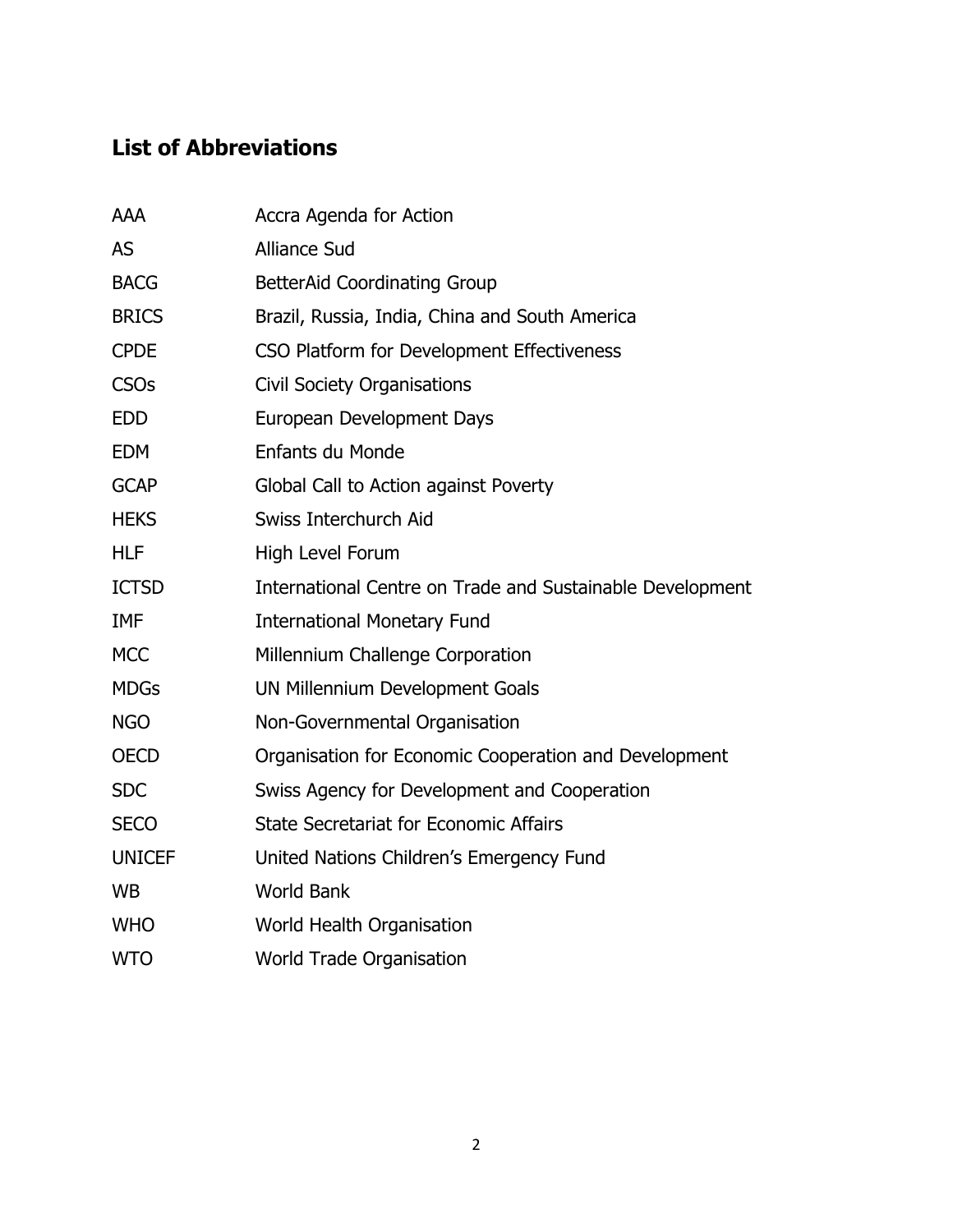## List of Abbreviations

| | |
|---|---|
| AAA | Accra Agenda for Action |
| AS | Alliance Sud |
| BACG | BetterAid Coordinating Group |
| BRICS | Brazil, Russia, India, China and South America |
| CPDE | CSO Platform for Development Effectiveness |
| CSOs | Civil Society Organisations |
| EDD | European Development Days |
| EDM | Enfants du Monde |
| GCAP | Global Call to Action against Poverty |
| HEKS | Swiss Interchurch Aid |
| HLF | High Level Forum |
| ICTSD | International Centre on Trade and Sustainable Development |
| IMF | International Monetary Fund |
| MCC | Millennium Challenge Corporation |
| MDGs | UN Millennium Development Goals |
| NGO | Non-Governmental Organisation |
| OECD | Organisation for Economic Cooperation and Development |
| SDC | Swiss Agency for Development and Cooperation |
| SECO | State Secretariat for Economic Affairs |
| UNICEF | United Nations Children's Emergency Fund |
| WB | World Bank |
| WHO | World Health Organisation |
| WTO | World Trade Organisation |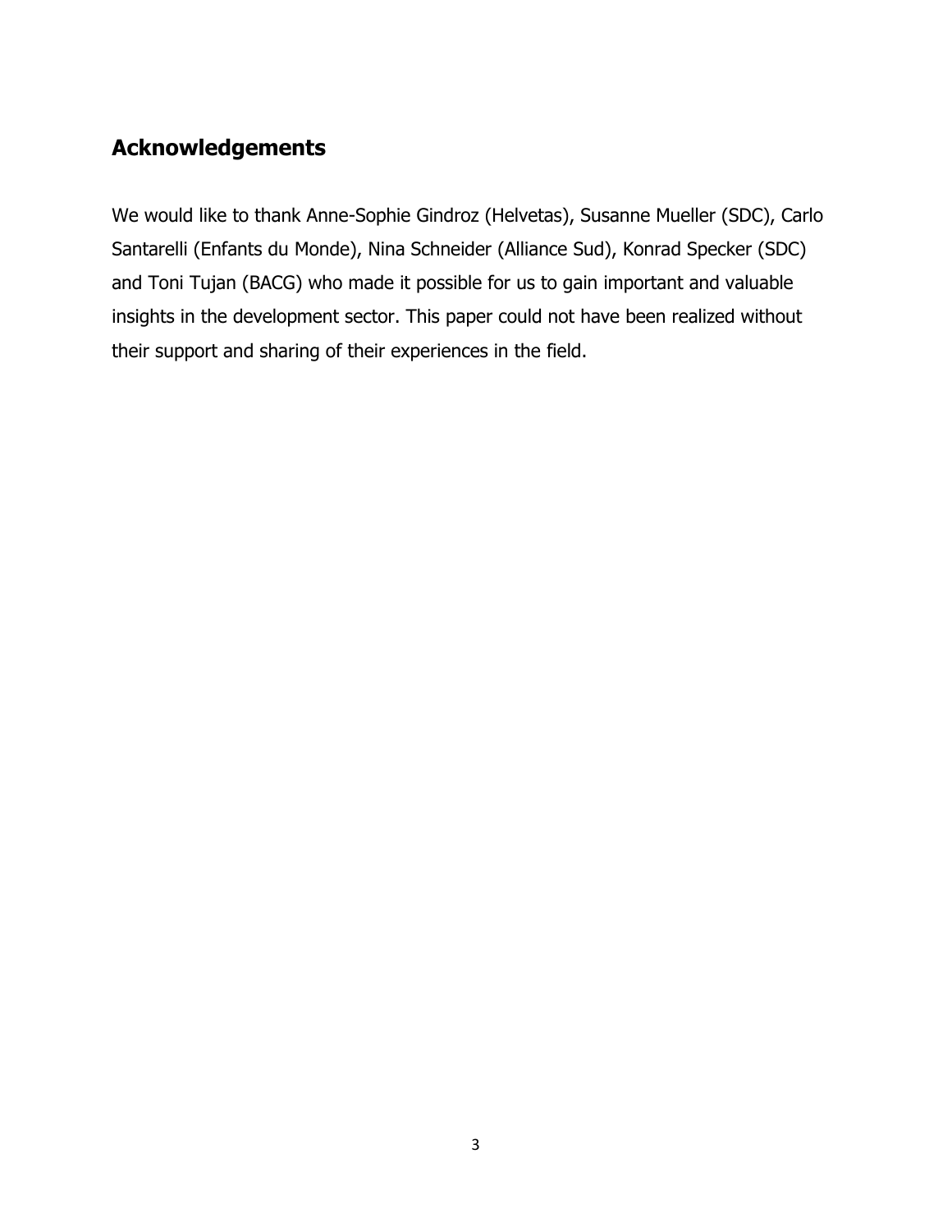## Acknowledgements

We would like to thank Anne-Sophie Gindroz (Helvetas), Susanne Mueller (SDC), Carlo Santarelli (Enfants du Monde), Nina Schneider (Alliance Sud), Konrad Specker (SDC) and Toni Tujan (BACG) who made it possible for us to gain important and valuable insights in the development sector. This paper could not have been realized without their support and sharing of their experiences in the field.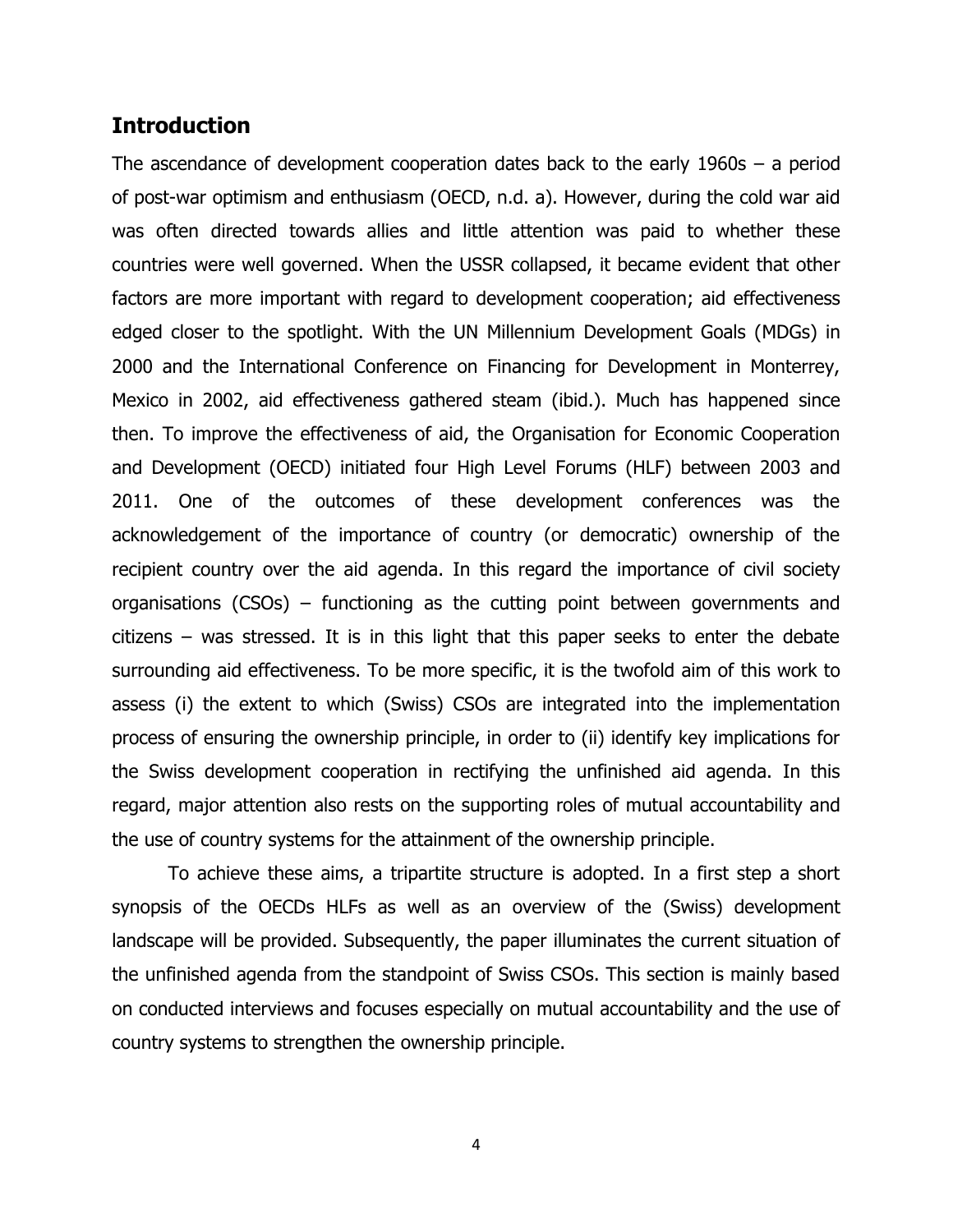## Introduction

The ascendance of development cooperation dates back to the early 1960s – a period of post-war optimism and enthusiasm (OECD, n.d. a). However, during the cold war aid was often directed towards allies and little attention was paid to whether these countries were well governed. When the USSR collapsed, it became evident that other factors are more important with regard to development cooperation; aid effectiveness edged closer to the spotlight. With the UN Millennium Development Goals (MDGs) in 2000 and the International Conference on Financing for Development in Monterrey, Mexico in 2002, aid effectiveness gathered steam (ibid.). Much has happened since then. To improve the effectiveness of aid, the Organisation for Economic Cooperation and Development (OECD) initiated four High Level Forums (HLF) between 2003 and 2011. One of the outcomes of these development conferences was the acknowledgement of the importance of country (or democratic) ownership of the recipient country over the aid agenda. In this regard the importance of civil society organisations (CSOs) – functioning as the cutting point between governments and citizens – was stressed. It is in this light that this paper seeks to enter the debate surrounding aid effectiveness. To be more specific, it is the twofold aim of this work to assess (i) the extent to which (Swiss) CSOs are integrated into the implementation process of ensuring the ownership principle, in order to (ii) identify key implications for the Swiss development cooperation in rectifying the unfinished aid agenda. In this regard, major attention also rests on the supporting roles of mutual accountability and the use of country systems for the attainment of the ownership principle.

To achieve these aims, a tripartite structure is adopted. In a first step a short synopsis of the OECDs HLFs as well as an overview of the (Swiss) development landscape will be provided. Subsequently, the paper illuminates the current situation of the unfinished agenda from the standpoint of Swiss CSOs. This section is mainly based on conducted interviews and focuses especially on mutual accountability and the use of country systems to strengthen the ownership principle.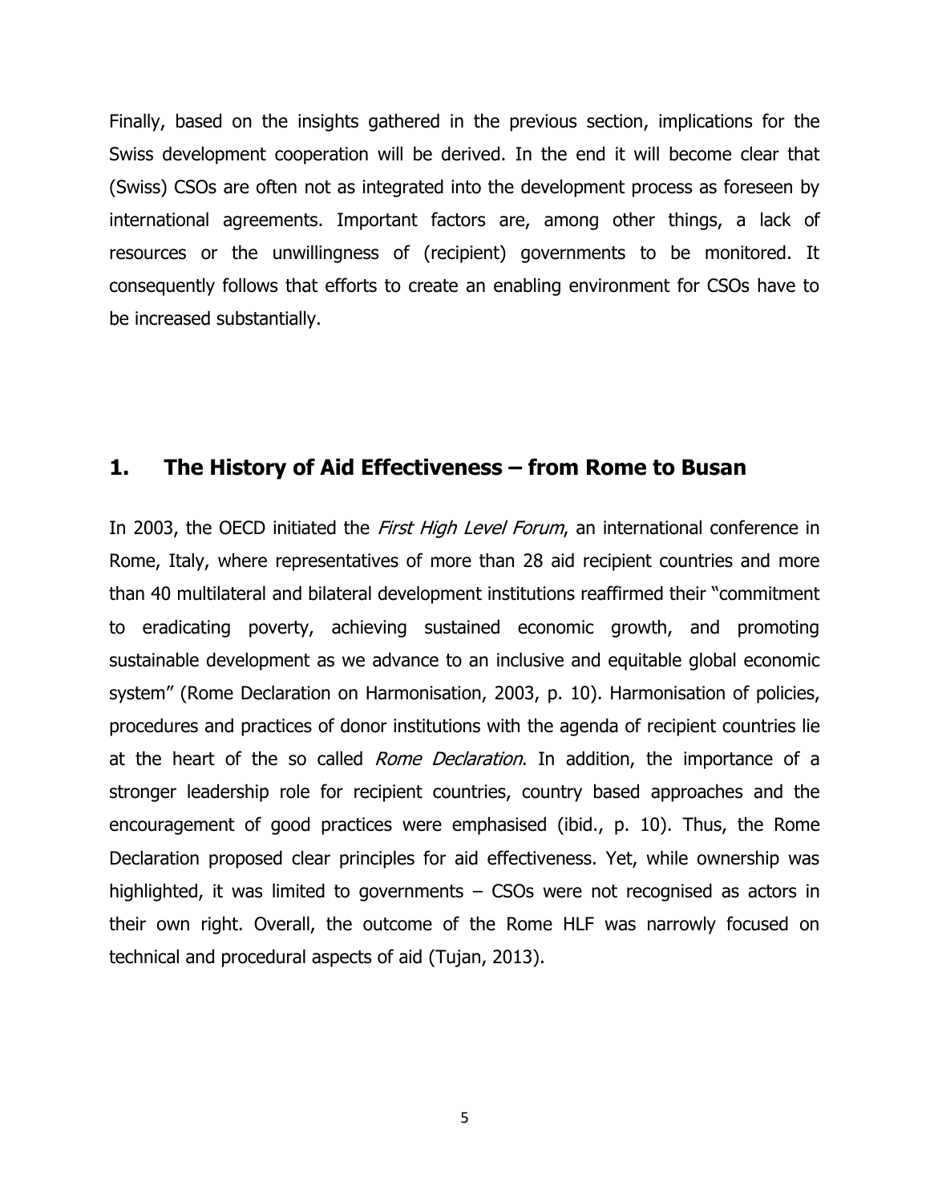Finally, based on the insights gathered in the previous section, implications for the Swiss development cooperation will be derived. In the end it will become clear that (Swiss) CSOs are often not as integrated into the development process as foreseen by international agreements. Important factors are, among other things, a lack of resources or the unwillingness of (recipient) governments to be monitored. It consequently follows that efforts to create an enabling environment for CSOs have to be increased substantially.

## 1. The History of Aid Effectiveness – from Rome to Busan

In 2003, the OECD initiated the *First High Level Forum*, an international conference in Rome, Italy, where representatives of more than 28 aid recipient countries and more than 40 multilateral and bilateral development institutions reaffirmed their "commitment to eradicating poverty, achieving sustained economic growth, and promoting sustainable development as we advance to an inclusive and equitable global economic system" (Rome Declaration on Harmonisation, 2003, p. 10). Harmonisation of policies, procedures and practices of donor institutions with the agenda of recipient countries lie at the heart of the so called *Rome Declaration*. In addition, the importance of a stronger leadership role for recipient countries, country based approaches and the encouragement of good practices were emphasised (ibid., p. 10). Thus, the Rome Declaration proposed clear principles for aid effectiveness. Yet, while ownership was highlighted, it was limited to governments – CSOs were not recognised as actors in their own right. Overall, the outcome of the Rome HLF was narrowly focused on technical and procedural aspects of aid (Tujan, 2013).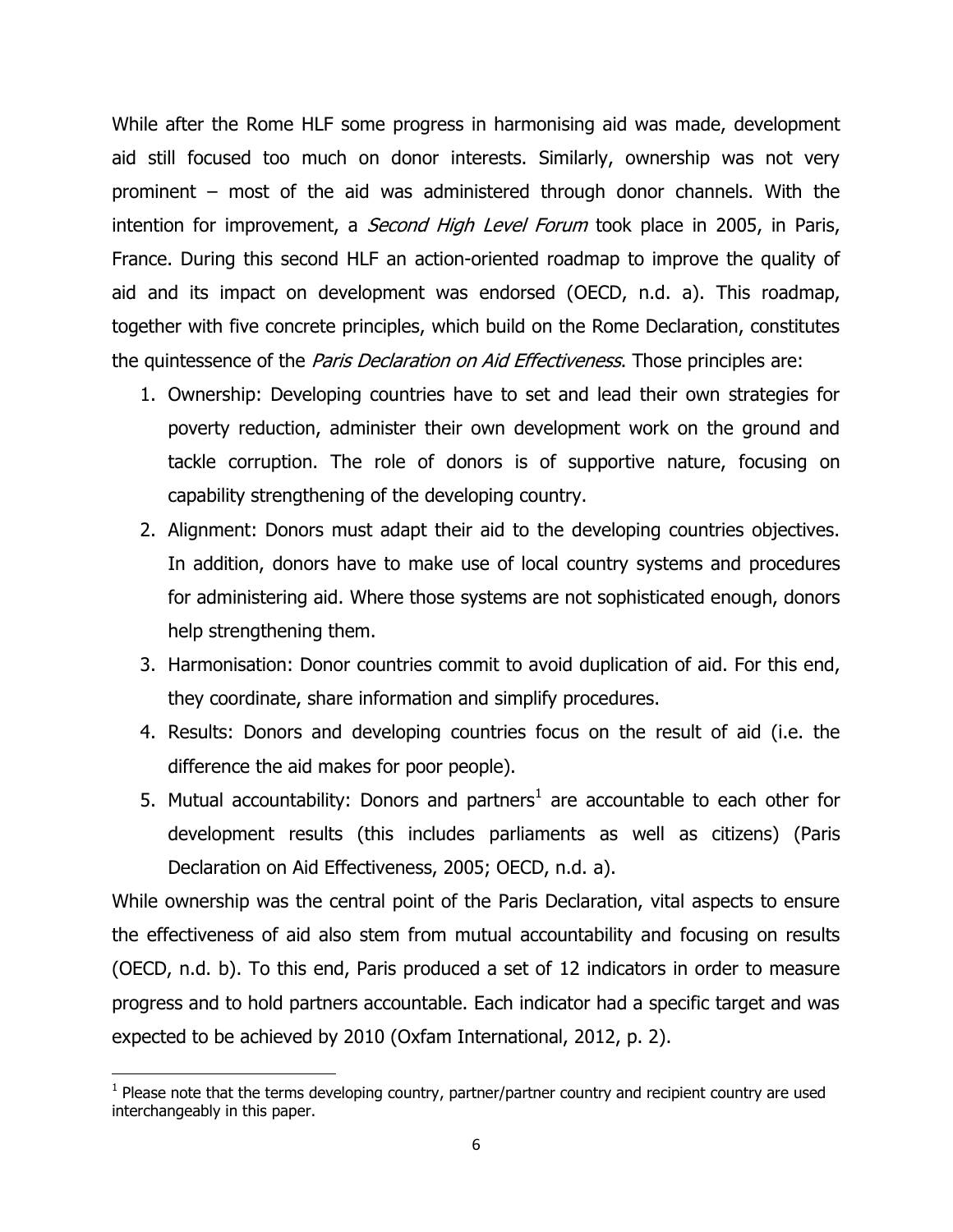While after the Rome HLF some progress in harmonising aid was made, development aid still focused too much on donor interests. Similarly, ownership was not very prominent – most of the aid was administered through donor channels. With the intention for improvement, a *Second High Level Forum* took place in 2005, in Paris, France. During this second HLF an action-oriented roadmap to improve the quality of aid and its impact on development was endorsed (OECD, n.d. a). This roadmap, together with five concrete principles, which build on the Rome Declaration, constitutes the quintessence of the *Paris Declaration on Aid Effectiveness*. Those principles are:

1. Ownership: Developing countries have to set and lead their own strategies for poverty reduction, administer their own development work on the ground and tackle corruption. The role of donors is of supportive nature, focusing on capability strengthening of the developing country.
2. Alignment: Donors must adapt their aid to the developing countries objectives. In addition, donors have to make use of local country systems and procedures for administering aid. Where those systems are not sophisticated enough, donors help strengthening them.
3. Harmonisation: Donor countries commit to avoid duplication of aid. For this end, they coordinate, share information and simplify procedures.
4. Results: Donors and developing countries focus on the result of aid (i.e. the difference the aid makes for poor people).
5. Mutual accountability: Donors and partners[1] are accountable to each other for development results (this includes parliaments as well as citizens) (Paris Declaration on Aid Effectiveness, 2005; OECD, n.d. a).

While ownership was the central point of the Paris Declaration, vital aspects to ensure the effectiveness of aid also stem from mutual accountability and focusing on results (OECD, n.d. b). To this end, Paris produced a set of 12 indicators in order to measure progress and to hold partners accountable. Each indicator had a specific target and was expected to be achieved by 2010 (Oxfam International, 2012, p. 2).

[1] Please note that the terms developing country, partner/partner country and recipient country are used interchangeably in this paper.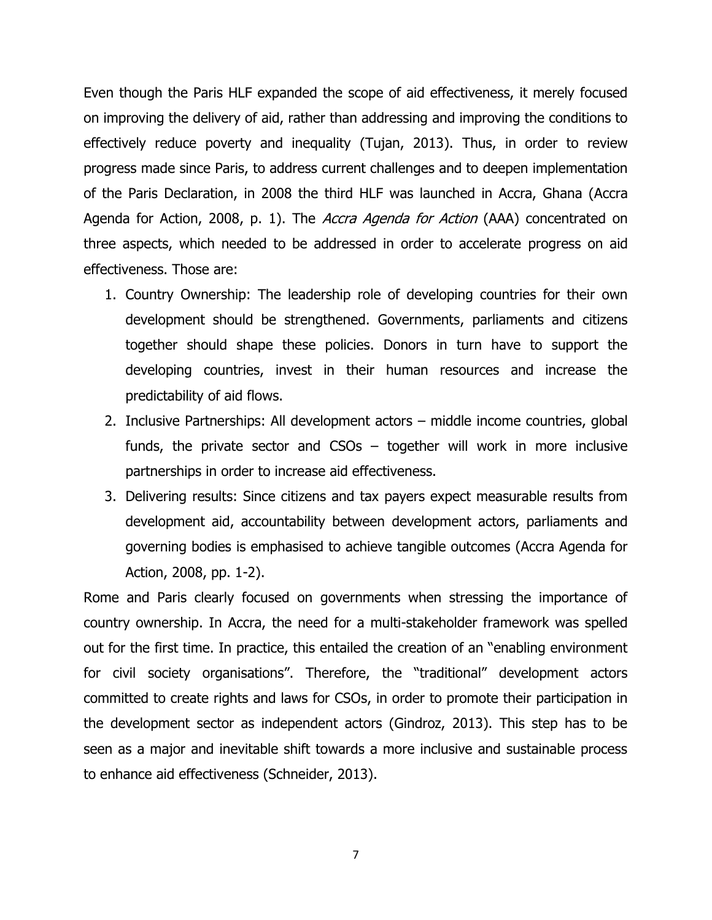Even though the Paris HLF expanded the scope of aid effectiveness, it merely focused on improving the delivery of aid, rather than addressing and improving the conditions to effectively reduce poverty and inequality (Tujan, 2013). Thus, in order to review progress made since Paris, to address current challenges and to deepen implementation of the Paris Declaration, in 2008 the third HLF was launched in Accra, Ghana (Accra Agenda for Action, 2008, p. 1). The *Accra Agenda for Action* (AAA) concentrated on three aspects, which needed to be addressed in order to accelerate progress on aid effectiveness. Those are:

1. Country Ownership: The leadership role of developing countries for their own development should be strengthened. Governments, parliaments and citizens together should shape these policies. Donors in turn have to support the developing countries, invest in their human resources and increase the predictability of aid flows.
2. Inclusive Partnerships: All development actors – middle income countries, global funds, the private sector and CSOs – together will work in more inclusive partnerships in order to increase aid effectiveness.
3. Delivering results: Since citizens and tax payers expect measurable results from development aid, accountability between development actors, parliaments and governing bodies is emphasised to achieve tangible outcomes (Accra Agenda for Action, 2008, pp. 1-2).

Rome and Paris clearly focused on governments when stressing the importance of country ownership. In Accra, the need for a multi-stakeholder framework was spelled out for the first time. In practice, this entailed the creation of an "enabling environment for civil society organisations". Therefore, the "traditional" development actors committed to create rights and laws for CSOs, in order to promote their participation in the development sector as independent actors (Gindroz, 2013). This step has to be seen as a major and inevitable shift towards a more inclusive and sustainable process to enhance aid effectiveness (Schneider, 2013).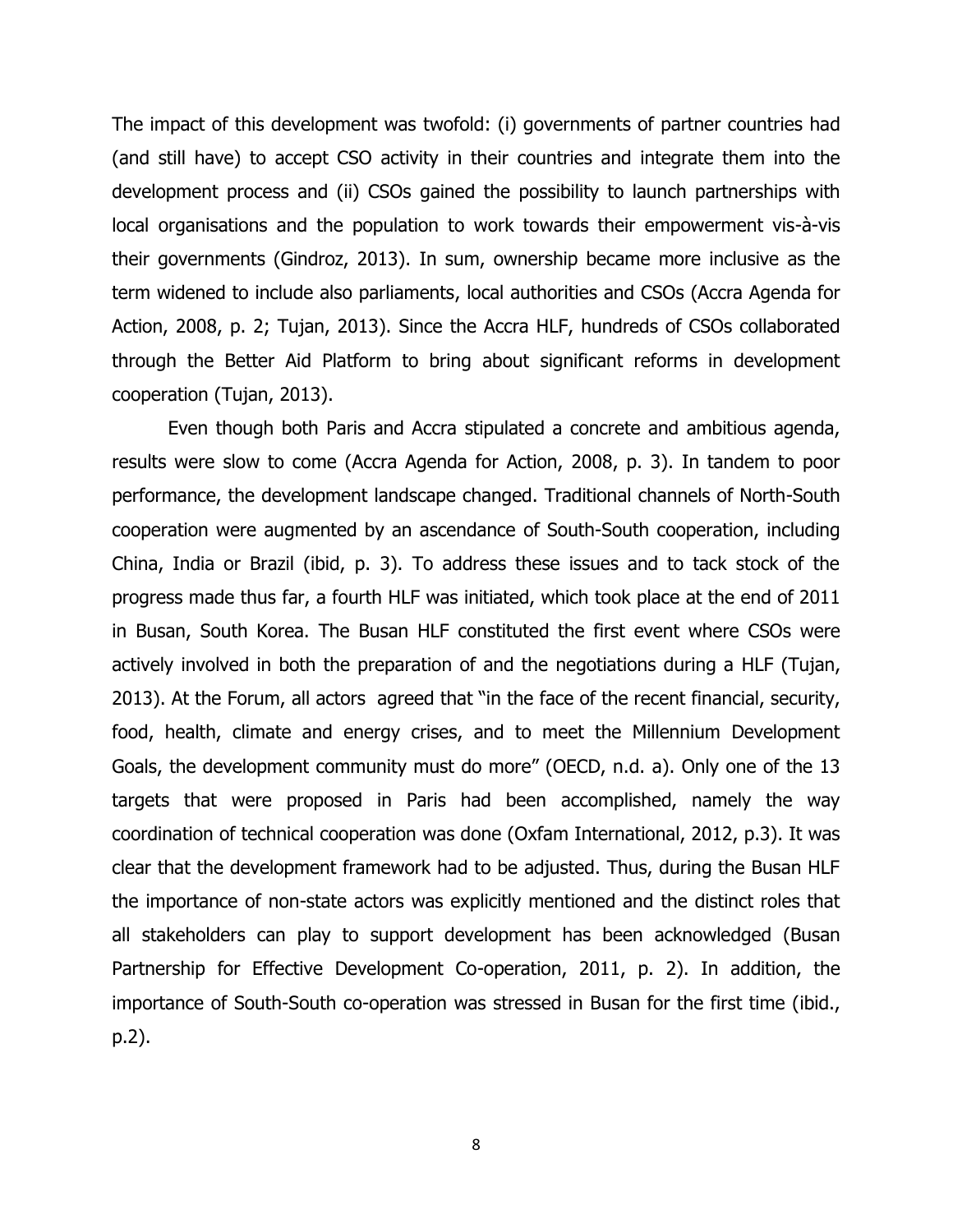The impact of this development was twofold: (i) governments of partner countries had (and still have) to accept CSO activity in their countries and integrate them into the development process and (ii) CSOs gained the possibility to launch partnerships with local organisations and the population to work towards their empowerment vis-à-vis their governments (Gindroz, 2013). In sum, ownership became more inclusive as the term widened to include also parliaments, local authorities and CSOs (Accra Agenda for Action, 2008, p. 2; Tujan, 2013). Since the Accra HLF, hundreds of CSOs collaborated through the Better Aid Platform to bring about significant reforms in development cooperation (Tujan, 2013).

Even though both Paris and Accra stipulated a concrete and ambitious agenda, results were slow to come (Accra Agenda for Action, 2008, p. 3). In tandem to poor performance, the development landscape changed. Traditional channels of North-South cooperation were augmented by an ascendance of South-South cooperation, including China, India or Brazil (ibid, p. 3). To address these issues and to tack stock of the progress made thus far, a fourth HLF was initiated, which took place at the end of 2011 in Busan, South Korea. The Busan HLF constituted the first event where CSOs were actively involved in both the preparation of and the negotiations during a HLF (Tujan, 2013). At the Forum, all actors agreed that "in the face of the recent financial, security, food, health, climate and energy crises, and to meet the Millennium Development Goals, the development community must do more" (OECD, n.d. a). Only one of the 13 targets that were proposed in Paris had been accomplished, namely the way coordination of technical cooperation was done (Oxfam International, 2012, p.3). It was clear that the development framework had to be adjusted. Thus, during the Busan HLF the importance of non-state actors was explicitly mentioned and the distinct roles that all stakeholders can play to support development has been acknowledged (Busan Partnership for Effective Development Co-operation, 2011, p. 2). In addition, the importance of South-South co-operation was stressed in Busan for the first time (ibid., p.2).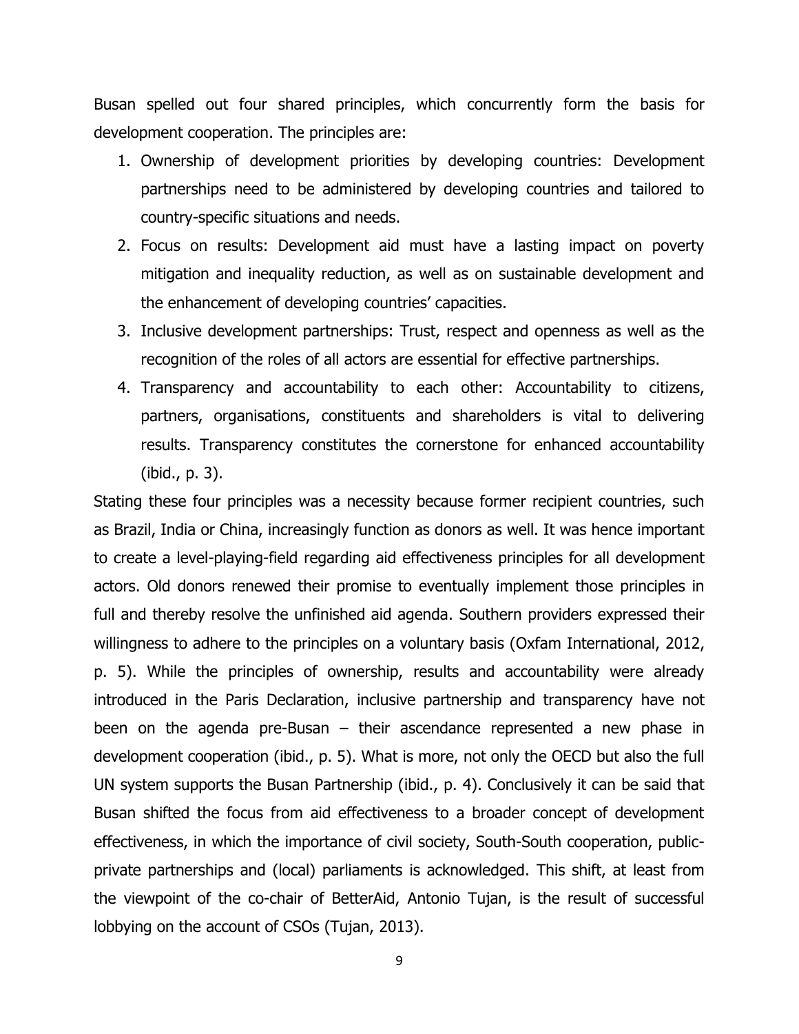Busan spelled out four shared principles, which concurrently form the basis for development cooperation. The principles are:

1. Ownership of development priorities by developing countries: Development partnerships need to be administered by developing countries and tailored to country-specific situations and needs.
2. Focus on results: Development aid must have a lasting impact on poverty mitigation and inequality reduction, as well as on sustainable development and the enhancement of developing countries' capacities.
3. Inclusive development partnerships: Trust, respect and openness as well as the recognition of the roles of all actors are essential for effective partnerships.
4. Transparency and accountability to each other: Accountability to citizens, partners, organisations, constituents and shareholders is vital to delivering results. Transparency constitutes the cornerstone for enhanced accountability (ibid., p. 3).

Stating these four principles was a necessity because former recipient countries, such as Brazil, India or China, increasingly function as donors as well. It was hence important to create a level-playing-field regarding aid effectiveness principles for all development actors. Old donors renewed their promise to eventually implement those principles in full and thereby resolve the unfinished aid agenda. Southern providers expressed their willingness to adhere to the principles on a voluntary basis (Oxfam International, 2012, p. 5). While the principles of ownership, results and accountability were already introduced in the Paris Declaration, inclusive partnership and transparency have not been on the agenda pre-Busan – their ascendance represented a new phase in development cooperation (ibid., p. 5). What is more, not only the OECD but also the full UN system supports the Busan Partnership (ibid., p. 4). Conclusively it can be said that Busan shifted the focus from aid effectiveness to a broader concept of development effectiveness, in which the importance of civil society, South-South cooperation, public-private partnerships and (local) parliaments is acknowledged. This shift, at least from the viewpoint of the co-chair of BetterAid, Antonio Tujan, is the result of successful lobbying on the account of CSOs (Tujan, 2013).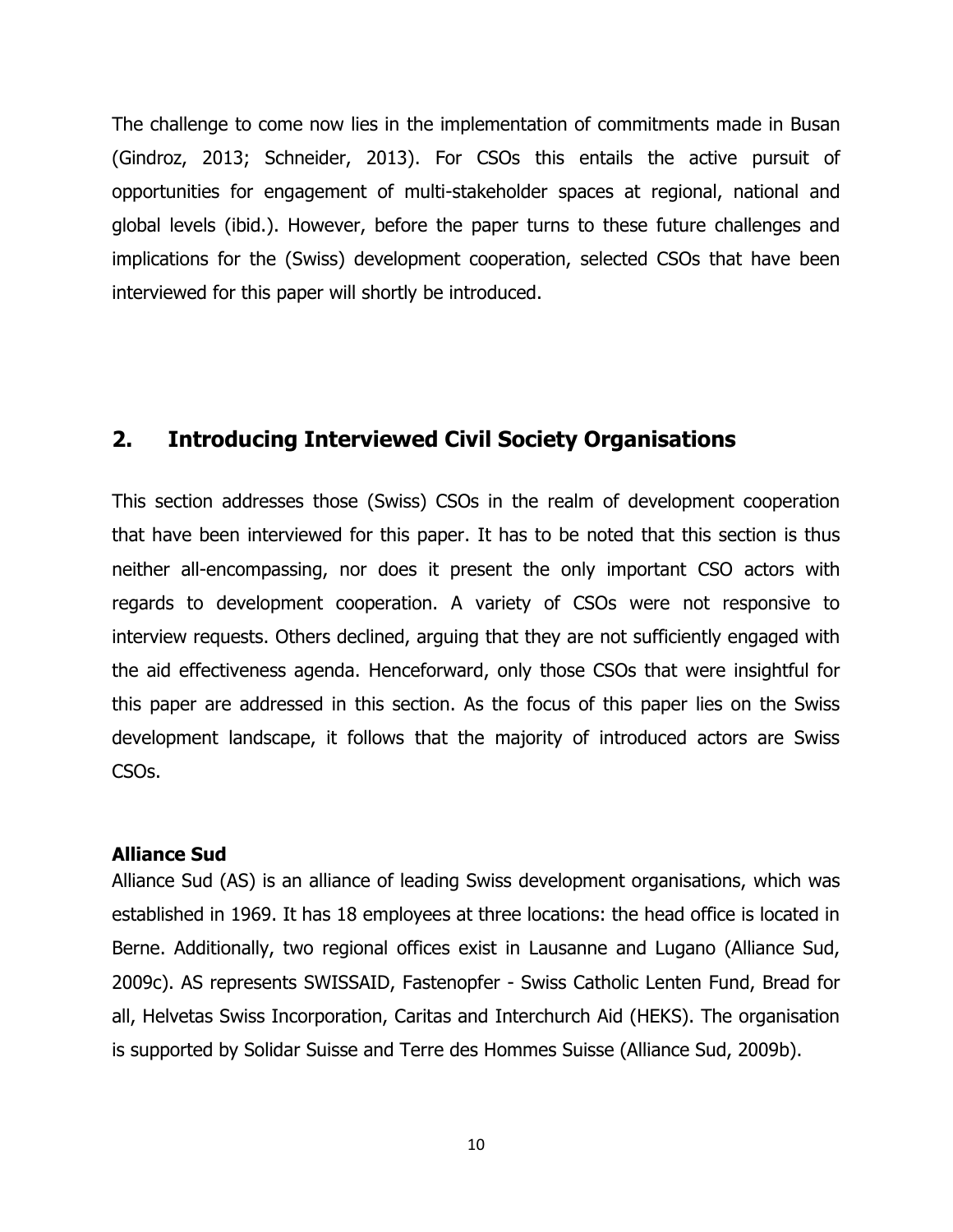The challenge to come now lies in the implementation of commitments made in Busan (Gindroz, 2013; Schneider, 2013). For CSOs this entails the active pursuit of opportunities for engagement of multi-stakeholder spaces at regional, national and global levels (ibid.). However, before the paper turns to these future challenges and implications for the (Swiss) development cooperation, selected CSOs that have been interviewed for this paper will shortly be introduced.

## 2. Introducing Interviewed Civil Society Organisations

This section addresses those (Swiss) CSOs in the realm of development cooperation that have been interviewed for this paper. It has to be noted that this section is thus neither all-encompassing, nor does it present the only important CSO actors with regards to development cooperation. A variety of CSOs were not responsive to interview requests. Others declined, arguing that they are not sufficiently engaged with the aid effectiveness agenda. Henceforward, only those CSOs that were insightful for this paper are addressed in this section. As the focus of this paper lies on the Swiss development landscape, it follows that the majority of introduced actors are Swiss CSOs.

**Alliance Sud**

Alliance Sud (AS) is an alliance of leading Swiss development organisations, which was established in 1969. It has 18 employees at three locations: the head office is located in Berne. Additionally, two regional offices exist in Lausanne and Lugano (Alliance Sud, 2009c). AS represents SWISSAID, Fastenopfer - Swiss Catholic Lenten Fund, Bread for all, Helvetas Swiss Incorporation, Caritas and Interchurch Aid (HEKS). The organisation is supported by Solidar Suisse and Terre des Hommes Suisse (Alliance Sud, 2009b).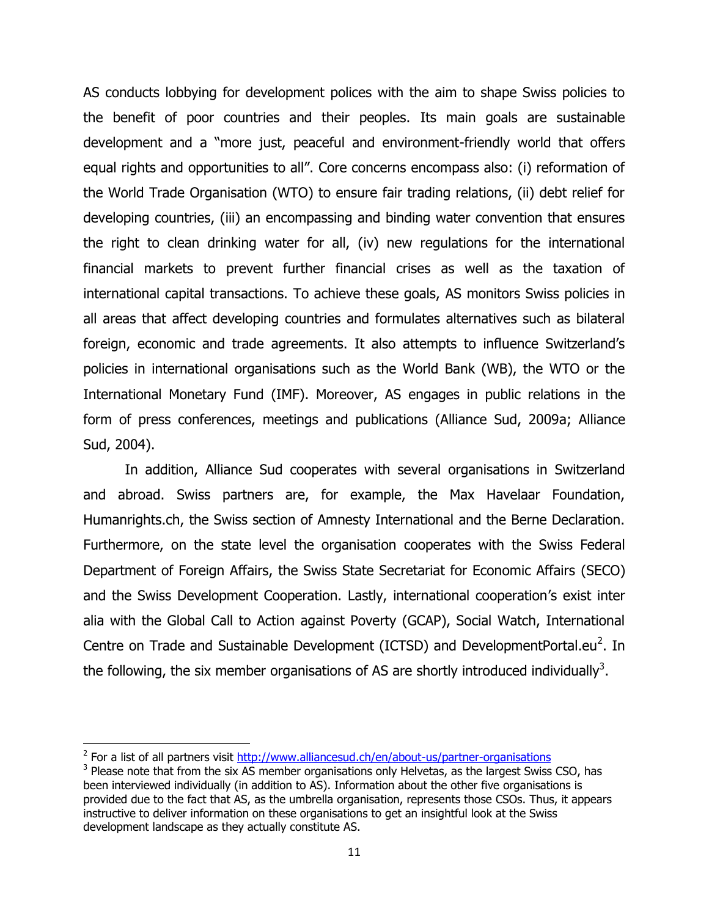AS conducts lobbying for development polices with the aim to shape Swiss policies to the benefit of poor countries and their peoples. Its main goals are sustainable development and a "more just, peaceful and environment-friendly world that offers equal rights and opportunities to all". Core concerns encompass also: (i) reformation of the World Trade Organisation (WTO) to ensure fair trading relations, (ii) debt relief for developing countries, (iii) an encompassing and binding water convention that ensures the right to clean drinking water for all, (iv) new regulations for the international financial markets to prevent further financial crises as well as the taxation of international capital transactions. To achieve these goals, AS monitors Swiss policies in all areas that affect developing countries and formulates alternatives such as bilateral foreign, economic and trade agreements. It also attempts to influence Switzerland's policies in international organisations such as the World Bank (WB), the WTO or the International Monetary Fund (IMF). Moreover, AS engages in public relations in the form of press conferences, meetings and publications (Alliance Sud, 2009a; Alliance Sud, 2004).

In addition, Alliance Sud cooperates with several organisations in Switzerland and abroad. Swiss partners are, for example, the Max Havelaar Foundation, Humanrights.ch, the Swiss section of Amnesty International and the Berne Declaration. Furthermore, on the state level the organisation cooperates with the Swiss Federal Department of Foreign Affairs, the Swiss State Secretariat for Economic Affairs (SECO) and the Swiss Development Cooperation. Lastly, international cooperation's exist inter alia with the Global Call to Action against Poverty (GCAP), Social Watch, International Centre on Trade and Sustainable Development (ICTSD) and DevelopmentPortal.eu[2]. In the following, the six member organisations of AS are shortly introduced individually[3].

---

[2] For a list of all partners visit http://www.alliancesud.ch/en/about-us/partner-organisations

[3] Please note that from the six AS member organisations only Helvetas, as the largest Swiss CSO, has been interviewed individually (in addition to AS). Information about the other five organisations is provided due to the fact that AS, as the umbrella organisation, represents those CSOs. Thus, it appears instructive to deliver information on these organisations to get an insightful look at the Swiss development landscape as they actually constitute AS.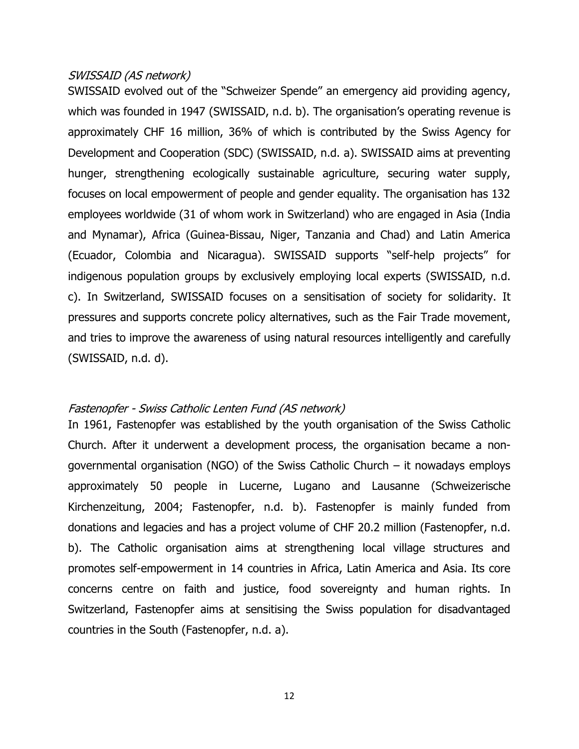*SWISSAID (AS network)*

SWISSAID evolved out of the "Schweizer Spende" an emergency aid providing agency, which was founded in 1947 (SWISSAID, n.d. b). The organisation's operating revenue is approximately CHF 16 million, 36% of which is contributed by the Swiss Agency for Development and Cooperation (SDC) (SWISSAID, n.d. a). SWISSAID aims at preventing hunger, strengthening ecologically sustainable agriculture, securing water supply, focuses on local empowerment of people and gender equality. The organisation has 132 employees worldwide (31 of whom work in Switzerland) who are engaged in Asia (India and Mynamar), Africa (Guinea-Bissau, Niger, Tanzania and Chad) and Latin America (Ecuador, Colombia and Nicaragua). SWISSAID supports "self-help projects" for indigenous population groups by exclusively employing local experts (SWISSAID, n.d. c). In Switzerland, SWISSAID focuses on a sensitisation of society for solidarity. It pressures and supports concrete policy alternatives, such as the Fair Trade movement, and tries to improve the awareness of using natural resources intelligently and carefully (SWISSAID, n.d. d).

*Fastenopfer - Swiss Catholic Lenten Fund (AS network)*

In 1961, Fastenopfer was established by the youth organisation of the Swiss Catholic Church. After it underwent a development process, the organisation became a non-governmental organisation (NGO) of the Swiss Catholic Church – it nowadays employs approximately 50 people in Lucerne, Lugano and Lausanne (Schweizerische Kirchenzeitung, 2004; Fastenopfer, n.d. b). Fastenopfer is mainly funded from donations and legacies and has a project volume of CHF 20.2 million (Fastenopfer, n.d. b). The Catholic organisation aims at strengthening local village structures and promotes self-empowerment in 14 countries in Africa, Latin America and Asia. Its core concerns centre on faith and justice, food sovereignty and human rights. In Switzerland, Fastenopfer aims at sensitising the Swiss population for disadvantaged countries in the South (Fastenopfer, n.d. a).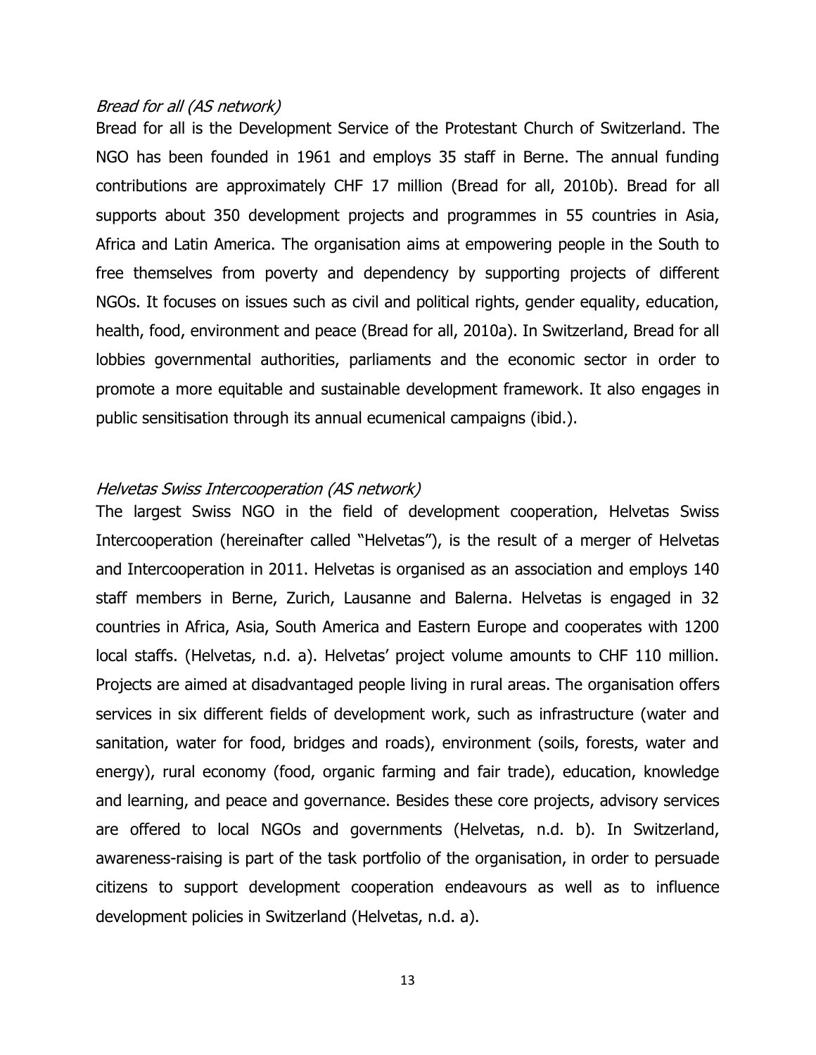*Bread for all (AS network)*

Bread for all is the Development Service of the Protestant Church of Switzerland. The NGO has been founded in 1961 and employs 35 staff in Berne. The annual funding contributions are approximately CHF 17 million (Bread for all, 2010b). Bread for all supports about 350 development projects and programmes in 55 countries in Asia, Africa and Latin America. The organisation aims at empowering people in the South to free themselves from poverty and dependency by supporting projects of different NGOs. It focuses on issues such as civil and political rights, gender equality, education, health, food, environment and peace (Bread for all, 2010a). In Switzerland, Bread for all lobbies governmental authorities, parliaments and the economic sector in order to promote a more equitable and sustainable development framework. It also engages in public sensitisation through its annual ecumenical campaigns (ibid.).

*Helvetas Swiss Intercooperation (AS network)*

The largest Swiss NGO in the field of development cooperation, Helvetas Swiss Intercooperation (hereinafter called "Helvetas"), is the result of a merger of Helvetas and Intercooperation in 2011. Helvetas is organised as an association and employs 140 staff members in Berne, Zurich, Lausanne and Balerna. Helvetas is engaged in 32 countries in Africa, Asia, South America and Eastern Europe and cooperates with 1200 local staffs. (Helvetas, n.d. a). Helvetas' project volume amounts to CHF 110 million. Projects are aimed at disadvantaged people living in rural areas. The organisation offers services in six different fields of development work, such as infrastructure (water and sanitation, water for food, bridges and roads), environment (soils, forests, water and energy), rural economy (food, organic farming and fair trade), education, knowledge and learning, and peace and governance. Besides these core projects, advisory services are offered to local NGOs and governments (Helvetas, n.d. b). In Switzerland, awareness-raising is part of the task portfolio of the organisation, in order to persuade citizens to support development cooperation endeavours as well as to influence development policies in Switzerland (Helvetas, n.d. a).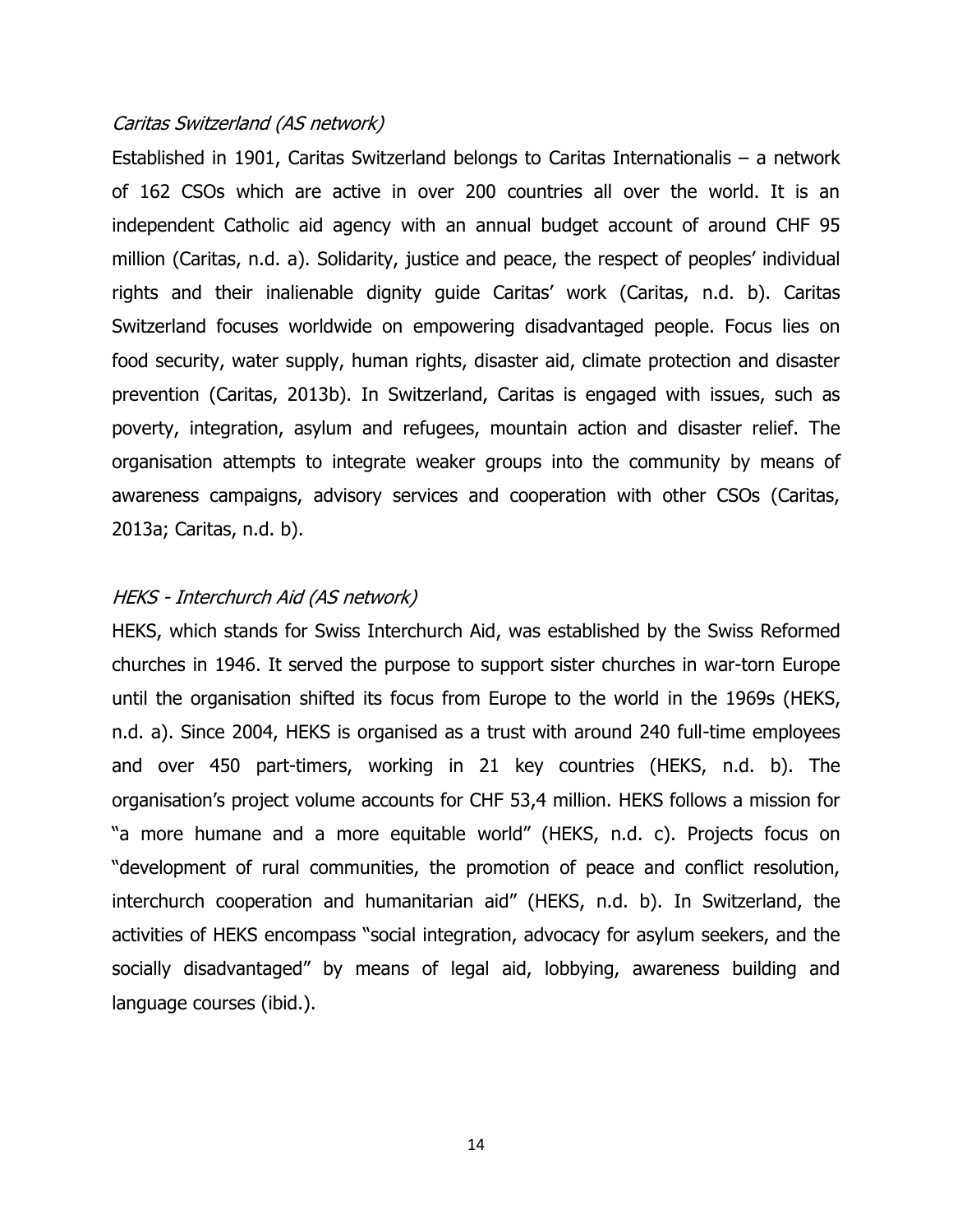*Caritas Switzerland (AS network)*

Established in 1901, Caritas Switzerland belongs to Caritas Internationalis – a network of 162 CSOs which are active in over 200 countries all over the world. It is an independent Catholic aid agency with an annual budget account of around CHF 95 million (Caritas, n.d. a). Solidarity, justice and peace, the respect of peoples' individual rights and their inalienable dignity guide Caritas' work (Caritas, n.d. b). Caritas Switzerland focuses worldwide on empowering disadvantaged people. Focus lies on food security, water supply, human rights, disaster aid, climate protection and disaster prevention (Caritas, 2013b). In Switzerland, Caritas is engaged with issues, such as poverty, integration, asylum and refugees, mountain action and disaster relief. The organisation attempts to integrate weaker groups into the community by means of awareness campaigns, advisory services and cooperation with other CSOs (Caritas, 2013a; Caritas, n.d. b).

*HEKS - Interchurch Aid (AS network)*

HEKS, which stands for Swiss Interchurch Aid, was established by the Swiss Reformed churches in 1946. It served the purpose to support sister churches in war-torn Europe until the organisation shifted its focus from Europe to the world in the 1969s (HEKS, n.d. a). Since 2004, HEKS is organised as a trust with around 240 full-time employees and over 450 part-timers, working in 21 key countries (HEKS, n.d. b). The organisation's project volume accounts for CHF 53,4 million. HEKS follows a mission for "a more humane and a more equitable world" (HEKS, n.d. c). Projects focus on "development of rural communities, the promotion of peace and conflict resolution, interchurch cooperation and humanitarian aid" (HEKS, n.d. b). In Switzerland, the activities of HEKS encompass "social integration, advocacy for asylum seekers, and the socially disadvantaged" by means of legal aid, lobbying, awareness building and language courses (ibid.).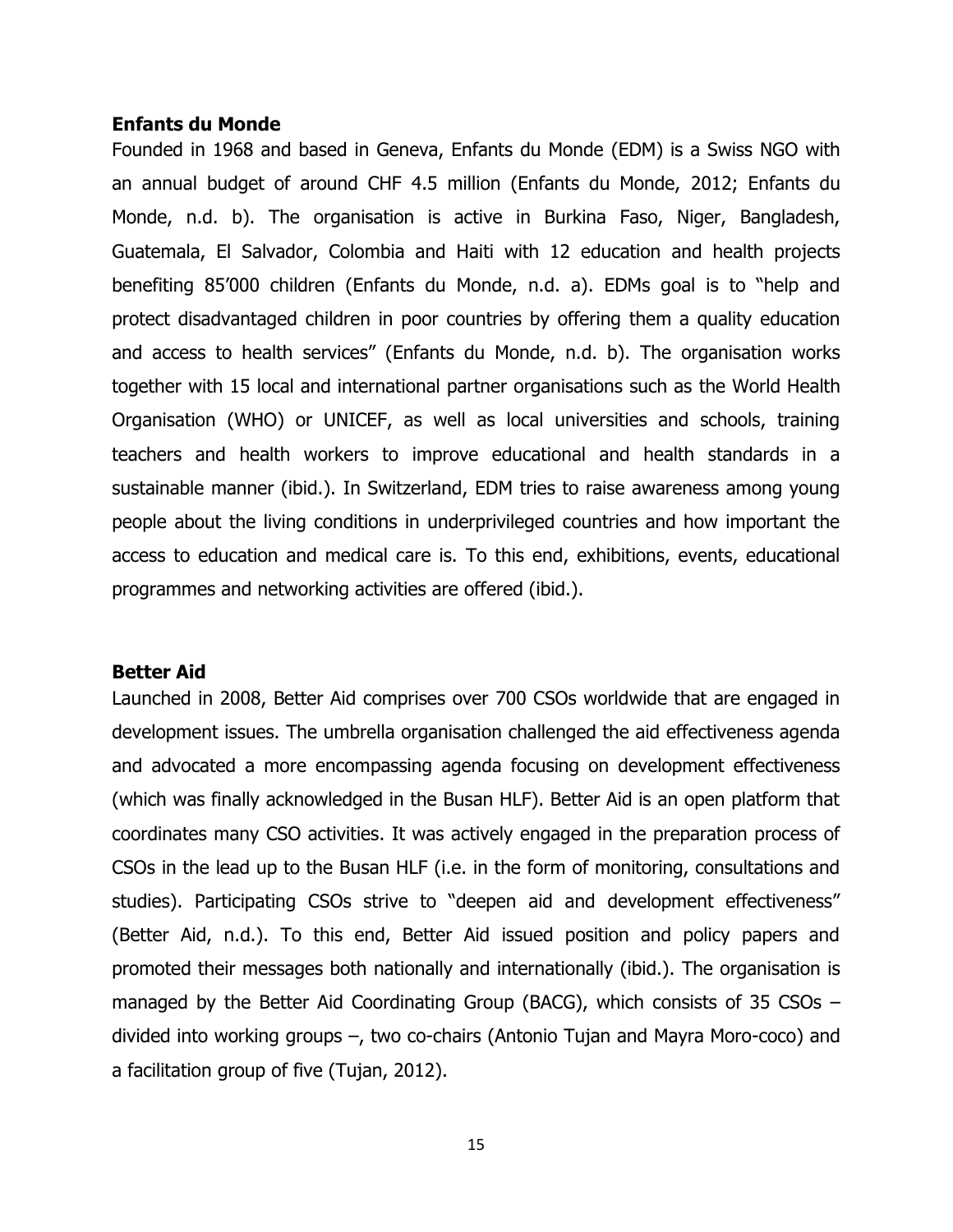**Enfants du Monde**

Founded in 1968 and based in Geneva, Enfants du Monde (EDM) is a Swiss NGO with an annual budget of around CHF 4.5 million (Enfants du Monde, 2012; Enfants du Monde, n.d. b). The organisation is active in Burkina Faso, Niger, Bangladesh, Guatemala, El Salvador, Colombia and Haiti with 12 education and health projects benefiting 85'000 children (Enfants du Monde, n.d. a). EDMs goal is to "help and protect disadvantaged children in poor countries by offering them a quality education and access to health services" (Enfants du Monde, n.d. b). The organisation works together with 15 local and international partner organisations such as the World Health Organisation (WHO) or UNICEF, as well as local universities and schools, training teachers and health workers to improve educational and health standards in a sustainable manner (ibid.). In Switzerland, EDM tries to raise awareness among young people about the living conditions in underprivileged countries and how important the access to education and medical care is. To this end, exhibitions, events, educational programmes and networking activities are offered (ibid.).

**Better Aid**

Launched in 2008, Better Aid comprises over 700 CSOs worldwide that are engaged in development issues. The umbrella organisation challenged the aid effectiveness agenda and advocated a more encompassing agenda focusing on development effectiveness (which was finally acknowledged in the Busan HLF). Better Aid is an open platform that coordinates many CSO activities. It was actively engaged in the preparation process of CSOs in the lead up to the Busan HLF (i.e. in the form of monitoring, consultations and studies). Participating CSOs strive to "deepen aid and development effectiveness" (Better Aid, n.d.). To this end, Better Aid issued position and policy papers and promoted their messages both nationally and internationally (ibid.). The organisation is managed by the Better Aid Coordinating Group (BACG), which consists of 35 CSOs – divided into working groups –, two co-chairs (Antonio Tujan and Mayra Moro-coco) and a facilitation group of five (Tujan, 2012).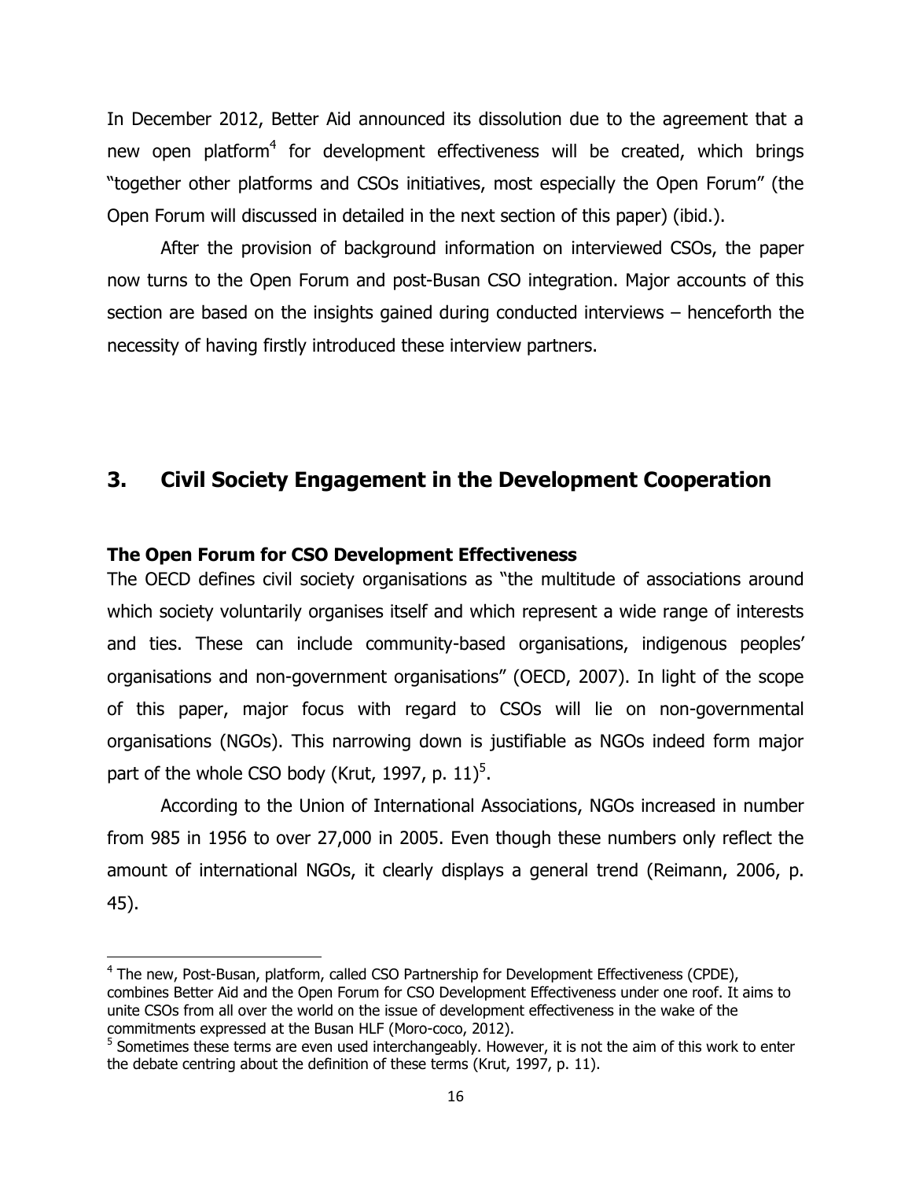In December 2012, Better Aid announced its dissolution due to the agreement that a new open platform[4] for development effectiveness will be created, which brings "together other platforms and CSOs initiatives, most especially the Open Forum" (the Open Forum will discussed in detailed in the next section of this paper) (ibid.).

After the provision of background information on interviewed CSOs, the paper now turns to the Open Forum and post-Busan CSO integration. Major accounts of this section are based on the insights gained during conducted interviews – henceforth the necessity of having firstly introduced these interview partners.

## 3. Civil Society Engagement in the Development Cooperation

### The Open Forum for CSO Development Effectiveness

The OECD defines civil society organisations as "the multitude of associations around which society voluntarily organises itself and which represent a wide range of interests and ties. These can include community-based organisations, indigenous peoples' organisations and non-government organisations" (OECD, 2007). In light of the scope of this paper, major focus with regard to CSOs will lie on non-governmental organisations (NGOs). This narrowing down is justifiable as NGOs indeed form major part of the whole CSO body (Krut, 1997, p. 11)[5].

According to the Union of International Associations, NGOs increased in number from 985 in 1956 to over 27,000 in 2005. Even though these numbers only reflect the amount of international NGOs, it clearly displays a general trend (Reimann, 2006, p. 45).

---

[4] The new, Post-Busan, platform, called CSO Partnership for Development Effectiveness (CPDE), combines Better Aid and the Open Forum for CSO Development Effectiveness under one roof. It aims to unite CSOs from all over the world on the issue of development effectiveness in the wake of the commitments expressed at the Busan HLF (Moro-coco, 2012).

[5] Sometimes these terms are even used interchangeably. However, it is not the aim of this work to enter the debate centring about the definition of these terms (Krut, 1997, p. 11).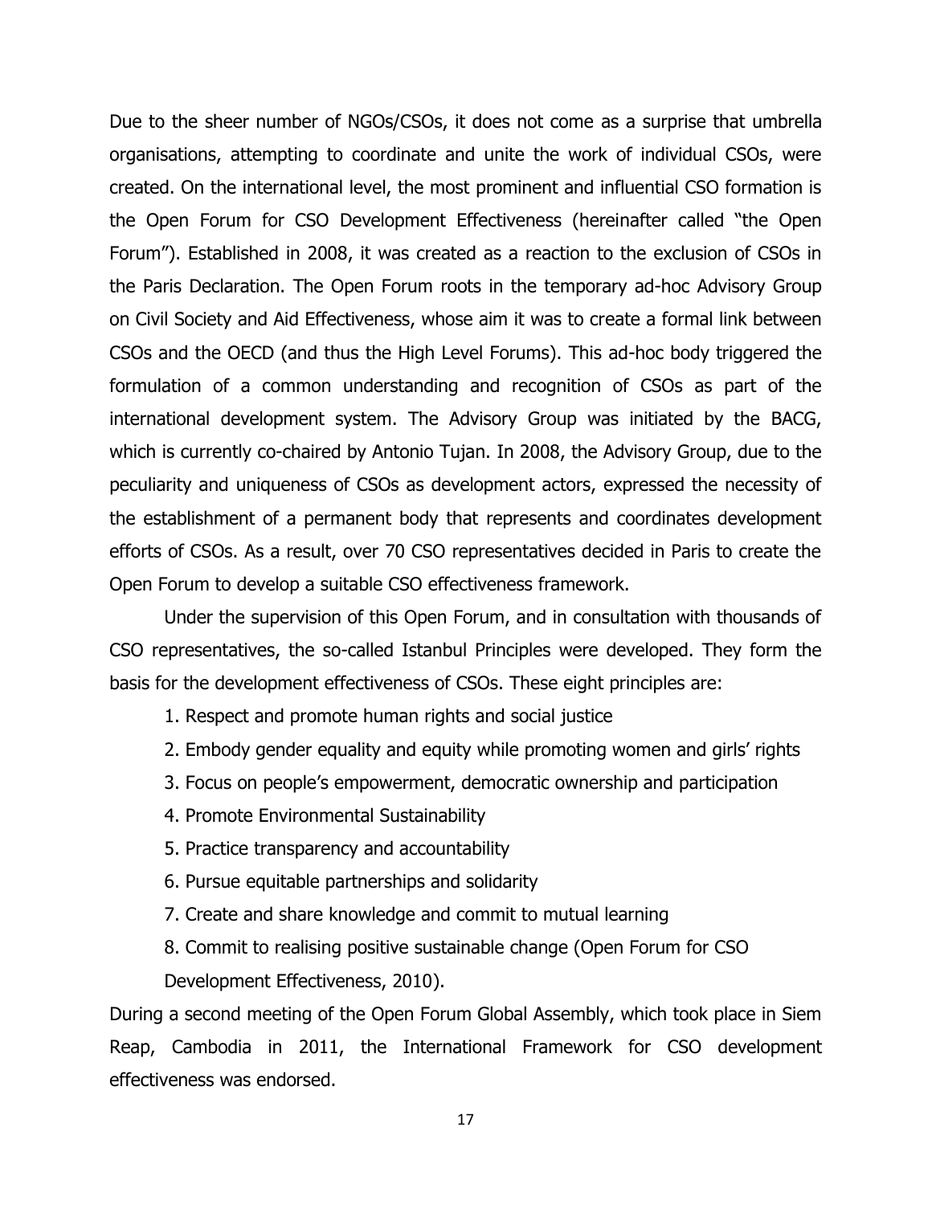Due to the sheer number of NGOs/CSOs, it does not come as a surprise that umbrella organisations, attempting to coordinate and unite the work of individual CSOs, were created. On the international level, the most prominent and influential CSO formation is the Open Forum for CSO Development Effectiveness (hereinafter called "the Open Forum"). Established in 2008, it was created as a reaction to the exclusion of CSOs in the Paris Declaration. The Open Forum roots in the temporary ad-hoc Advisory Group on Civil Society and Aid Effectiveness, whose aim it was to create a formal link between CSOs and the OECD (and thus the High Level Forums). This ad-hoc body triggered the formulation of a common understanding and recognition of CSOs as part of the international development system. The Advisory Group was initiated by the BACG, which is currently co-chaired by Antonio Tujan. In 2008, the Advisory Group, due to the peculiarity and uniqueness of CSOs as development actors, expressed the necessity of the establishment of a permanent body that represents and coordinates development efforts of CSOs. As a result, over 70 CSO representatives decided in Paris to create the Open Forum to develop a suitable CSO effectiveness framework.

Under the supervision of this Open Forum, and in consultation with thousands of CSO representatives, the so-called Istanbul Principles were developed. They form the basis for the development effectiveness of CSOs. These eight principles are:

1. Respect and promote human rights and social justice
2. Embody gender equality and equity while promoting women and girls' rights
3. Focus on people's empowerment, democratic ownership and participation
4. Promote Environmental Sustainability
5. Practice transparency and accountability
6. Pursue equitable partnerships and solidarity
7. Create and share knowledge and commit to mutual learning
8. Commit to realising positive sustainable change (Open Forum for CSO Development Effectiveness, 2010).

During a second meeting of the Open Forum Global Assembly, which took place in Siem Reap, Cambodia in 2011, the International Framework for CSO development effectiveness was endorsed.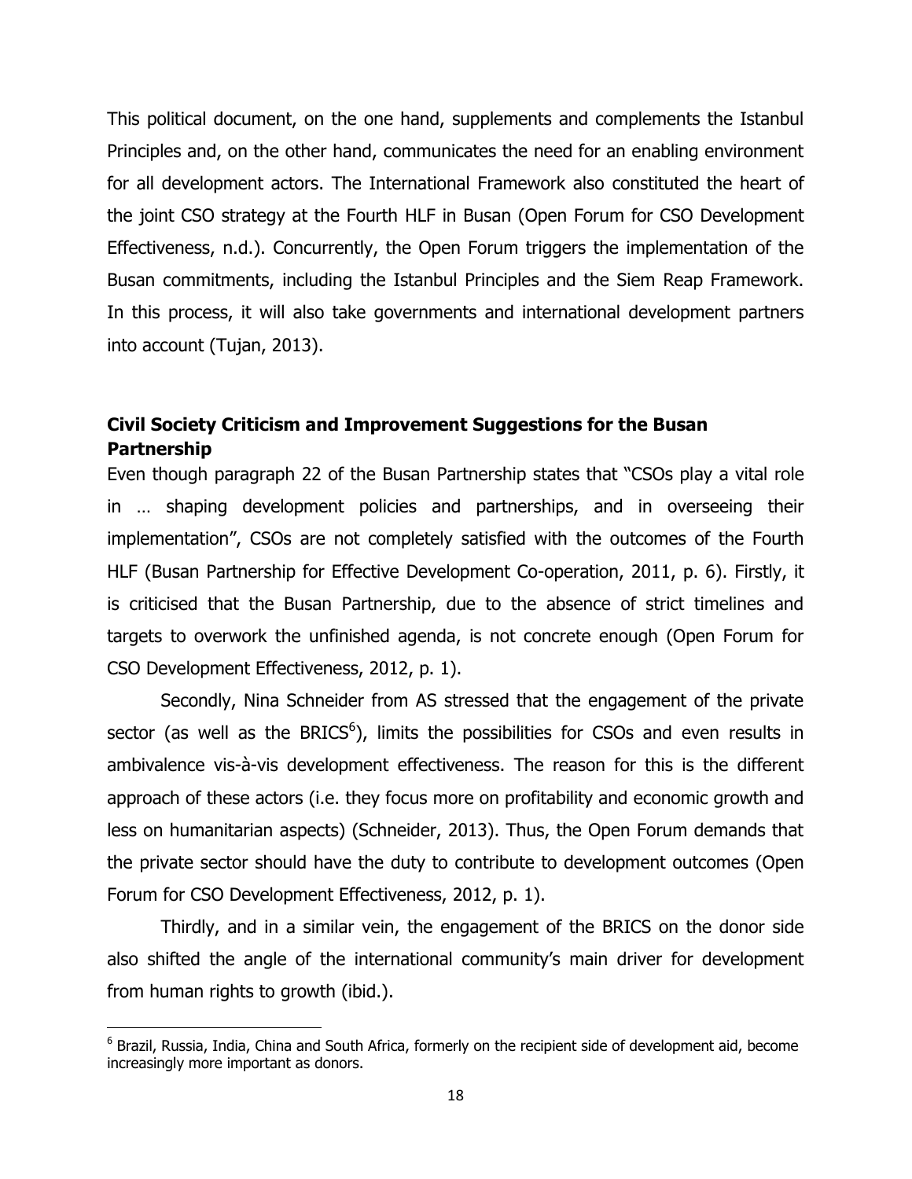This political document, on the one hand, supplements and complements the Istanbul Principles and, on the other hand, communicates the need for an enabling environment for all development actors. The International Framework also constituted the heart of the joint CSO strategy at the Fourth HLF in Busan (Open Forum for CSO Development Effectiveness, n.d.). Concurrently, the Open Forum triggers the implementation of the Busan commitments, including the Istanbul Principles and the Siem Reap Framework. In this process, it will also take governments and international development partners into account (Tujan, 2013).

### Civil Society Criticism and Improvement Suggestions for the Busan Partnership

Even though paragraph 22 of the Busan Partnership states that "CSOs play a vital role in … shaping development policies and partnerships, and in overseeing their implementation", CSOs are not completely satisfied with the outcomes of the Fourth HLF (Busan Partnership for Effective Development Co-operation, 2011, p. 6). Firstly, it is criticised that the Busan Partnership, due to the absence of strict timelines and targets to overwork the unfinished agenda, is not concrete enough (Open Forum for CSO Development Effectiveness, 2012, p. 1).

Secondly, Nina Schneider from AS stressed that the engagement of the private sector (as well as the BRICS[6]), limits the possibilities for CSOs and even results in ambivalence vis-à-vis development effectiveness. The reason for this is the different approach of these actors (i.e. they focus more on profitability and economic growth and less on humanitarian aspects) (Schneider, 2013). Thus, the Open Forum demands that the private sector should have the duty to contribute to development outcomes (Open Forum for CSO Development Effectiveness, 2012, p. 1).

Thirdly, and in a similar vein, the engagement of the BRICS on the donor side also shifted the angle of the international community's main driver for development from human rights to growth (ibid.).

[6] Brazil, Russia, India, China and South Africa, formerly on the recipient side of development aid, become increasingly more important as donors.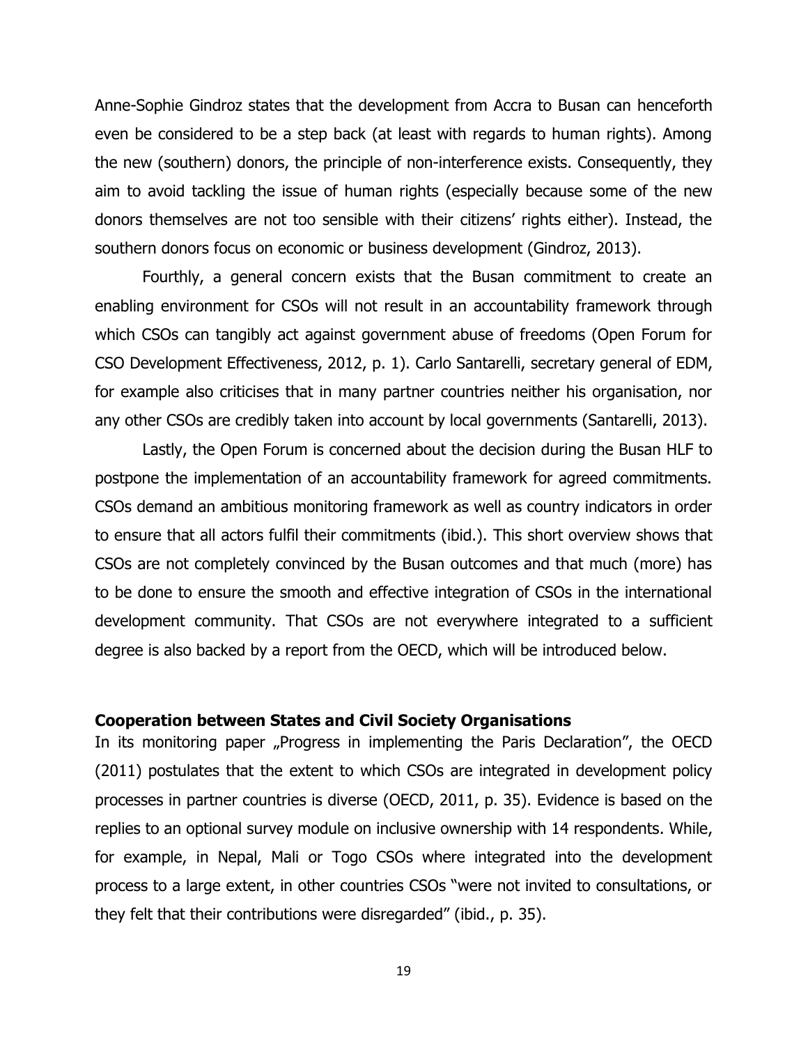Anne-Sophie Gindroz states that the development from Accra to Busan can henceforth even be considered to be a step back (at least with regards to human rights). Among the new (southern) donors, the principle of non-interference exists. Consequently, they aim to avoid tackling the issue of human rights (especially because some of the new donors themselves are not too sensible with their citizens' rights either). Instead, the southern donors focus on economic or business development (Gindroz, 2013).

Fourthly, a general concern exists that the Busan commitment to create an enabling environment for CSOs will not result in an accountability framework through which CSOs can tangibly act against government abuse of freedoms (Open Forum for CSO Development Effectiveness, 2012, p. 1). Carlo Santarelli, secretary general of EDM, for example also criticises that in many partner countries neither his organisation, nor any other CSOs are credibly taken into account by local governments (Santarelli, 2013).

Lastly, the Open Forum is concerned about the decision during the Busan HLF to postpone the implementation of an accountability framework for agreed commitments. CSOs demand an ambitious monitoring framework as well as country indicators in order to ensure that all actors fulfil their commitments (ibid.). This short overview shows that CSOs are not completely convinced by the Busan outcomes and that much (more) has to be done to ensure the smooth and effective integration of CSOs in the international development community. That CSOs are not everywhere integrated to a sufficient degree is also backed by a report from the OECD, which will be introduced below.

### Cooperation between States and Civil Society Organisations

In its monitoring paper „Progress in implementing the Paris Declaration", the OECD (2011) postulates that the extent to which CSOs are integrated in development policy processes in partner countries is diverse (OECD, 2011, p. 35). Evidence is based on the replies to an optional survey module on inclusive ownership with 14 respondents. While, for example, in Nepal, Mali or Togo CSOs where integrated into the development process to a large extent, in other countries CSOs "were not invited to consultations, or they felt that their contributions were disregarded" (ibid., p. 35).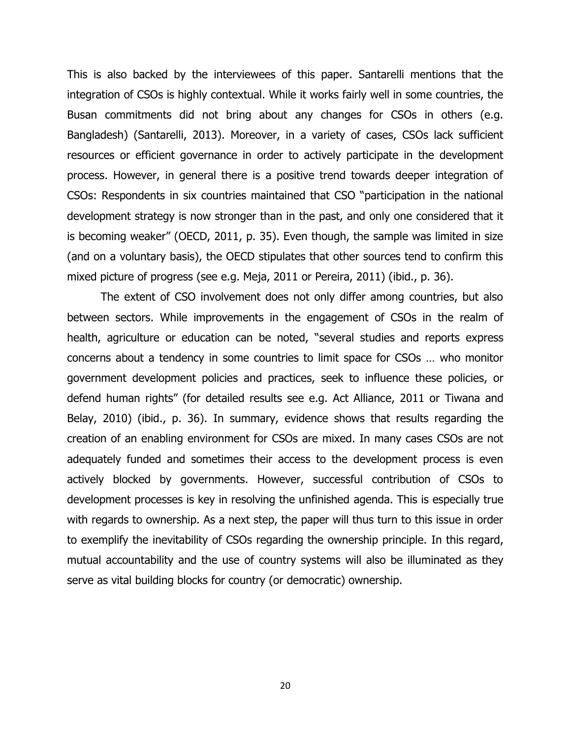This is also backed by the interviewees of this paper. Santarelli mentions that the integration of CSOs is highly contextual. While it works fairly well in some countries, the Busan commitments did not bring about any changes for CSOs in others (e.g. Bangladesh) (Santarelli, 2013). Moreover, in a variety of cases, CSOs lack sufficient resources or efficient governance in order to actively participate in the development process. However, in general there is a positive trend towards deeper integration of CSOs: Respondents in six countries maintained that CSO "participation in the national development strategy is now stronger than in the past, and only one considered that it is becoming weaker" (OECD, 2011, p. 35). Even though, the sample was limited in size (and on a voluntary basis), the OECD stipulates that other sources tend to confirm this mixed picture of progress (see e.g. Meja, 2011 or Pereira, 2011) (ibid., p. 36).

The extent of CSO involvement does not only differ among countries, but also between sectors. While improvements in the engagement of CSOs in the realm of health, agriculture or education can be noted, "several studies and reports express concerns about a tendency in some countries to limit space for CSOs … who monitor government development policies and practices, seek to influence these policies, or defend human rights" (for detailed results see e.g. Act Alliance, 2011 or Tiwana and Belay, 2010) (ibid., p. 36). In summary, evidence shows that results regarding the creation of an enabling environment for CSOs are mixed. In many cases CSOs are not adequately funded and sometimes their access to the development process is even actively blocked by governments. However, successful contribution of CSOs to development processes is key in resolving the unfinished agenda. This is especially true with regards to ownership. As a next step, the paper will thus turn to this issue in order to exemplify the inevitability of CSOs regarding the ownership principle. In this regard, mutual accountability and the use of country systems will also be illuminated as they serve as vital building blocks for country (or democratic) ownership.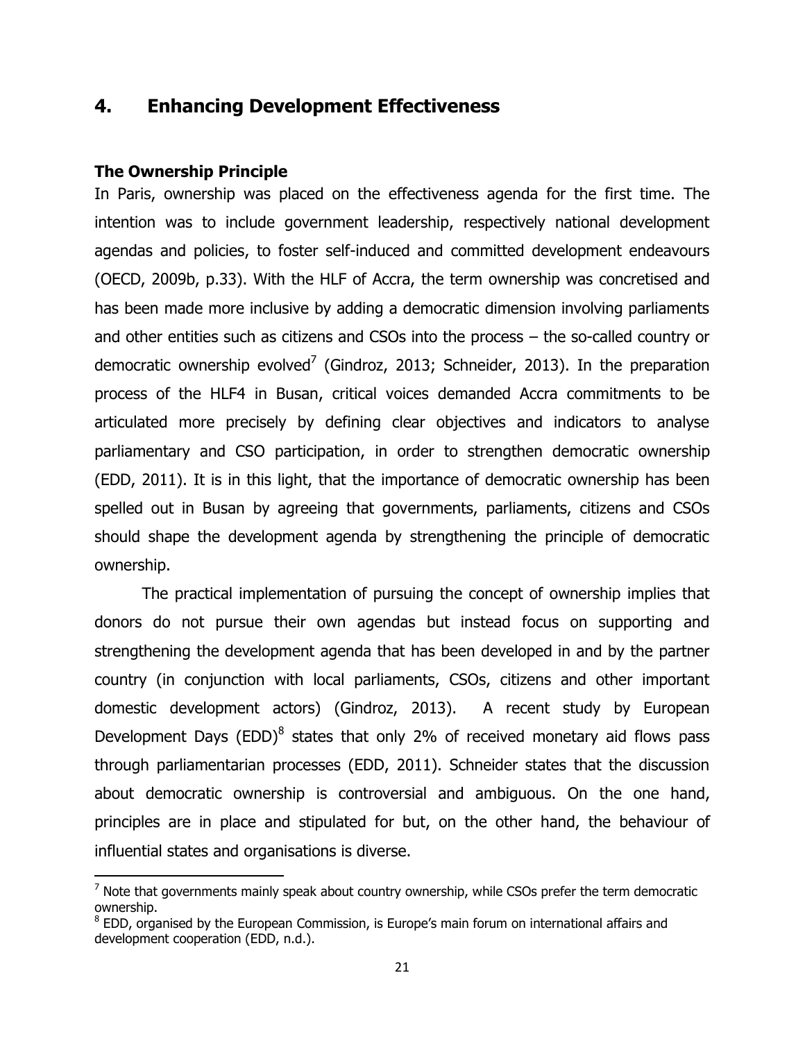## 4. Enhancing Development Effectiveness

### The Ownership Principle

In Paris, ownership was placed on the effectiveness agenda for the first time. The intention was to include government leadership, respectively national development agendas and policies, to foster self-induced and committed development endeavours (OECD, 2009b, p.33). With the HLF of Accra, the term ownership was concretised and has been made more inclusive by adding a democratic dimension involving parliaments and other entities such as citizens and CSOs into the process – the so-called country or democratic ownership evolved[7] (Gindroz, 2013; Schneider, 2013). In the preparation process of the HLF4 in Busan, critical voices demanded Accra commitments to be articulated more precisely by defining clear objectives and indicators to analyse parliamentary and CSO participation, in order to strengthen democratic ownership (EDD, 2011). It is in this light, that the importance of democratic ownership has been spelled out in Busan by agreeing that governments, parliaments, citizens and CSOs should shape the development agenda by strengthening the principle of democratic ownership.

The practical implementation of pursuing the concept of ownership implies that donors do not pursue their own agendas but instead focus on supporting and strengthening the development agenda that has been developed in and by the partner country (in conjunction with local parliaments, CSOs, citizens and other important domestic development actors) (Gindroz, 2013). A recent study by European Development Days (EDD)[8] states that only 2% of received monetary aid flows pass through parliamentarian processes (EDD, 2011). Schneider states that the discussion about democratic ownership is controversial and ambiguous. On the one hand, principles are in place and stipulated for but, on the other hand, the behaviour of influential states and organisations is diverse.

---

[7] Note that governments mainly speak about country ownership, while CSOs prefer the term democratic ownership.

[8] EDD, organised by the European Commission, is Europe's main forum on international affairs and development cooperation (EDD, n.d.).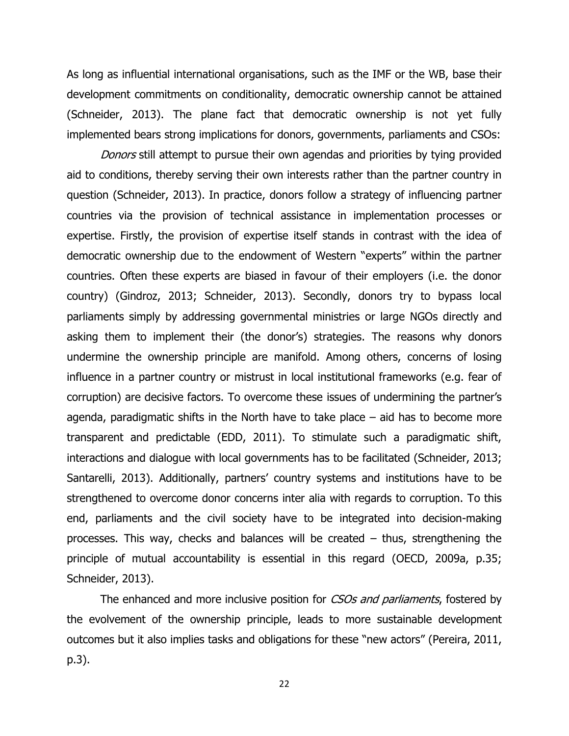As long as influential international organisations, such as the IMF or the WB, base their development commitments on conditionality, democratic ownership cannot be attained (Schneider, 2013). The plane fact that democratic ownership is not yet fully implemented bears strong implications for donors, governments, parliaments and CSOs:

*Donors* still attempt to pursue their own agendas and priorities by tying provided aid to conditions, thereby serving their own interests rather than the partner country in question (Schneider, 2013). In practice, donors follow a strategy of influencing partner countries via the provision of technical assistance in implementation processes or expertise. Firstly, the provision of expertise itself stands in contrast with the idea of democratic ownership due to the endowment of Western "experts" within the partner countries. Often these experts are biased in favour of their employers (i.e. the donor country) (Gindroz, 2013; Schneider, 2013). Secondly, donors try to bypass local parliaments simply by addressing governmental ministries or large NGOs directly and asking them to implement their (the donor's) strategies. The reasons why donors undermine the ownership principle are manifold. Among others, concerns of losing influence in a partner country or mistrust in local institutional frameworks (e.g. fear of corruption) are decisive factors. To overcome these issues of undermining the partner's agenda, paradigmatic shifts in the North have to take place – aid has to become more transparent and predictable (EDD, 2011). To stimulate such a paradigmatic shift, interactions and dialogue with local governments has to be facilitated (Schneider, 2013; Santarelli, 2013). Additionally, partners' country systems and institutions have to be strengthened to overcome donor concerns inter alia with regards to corruption. To this end, parliaments and the civil society have to be integrated into decision-making processes. This way, checks and balances will be created – thus, strengthening the principle of mutual accountability is essential in this regard (OECD, 2009a, p.35; Schneider, 2013).

The enhanced and more inclusive position for *CSOs and parliaments*, fostered by the evolvement of the ownership principle, leads to more sustainable development outcomes but it also implies tasks and obligations for these "new actors" (Pereira, 2011, p.3).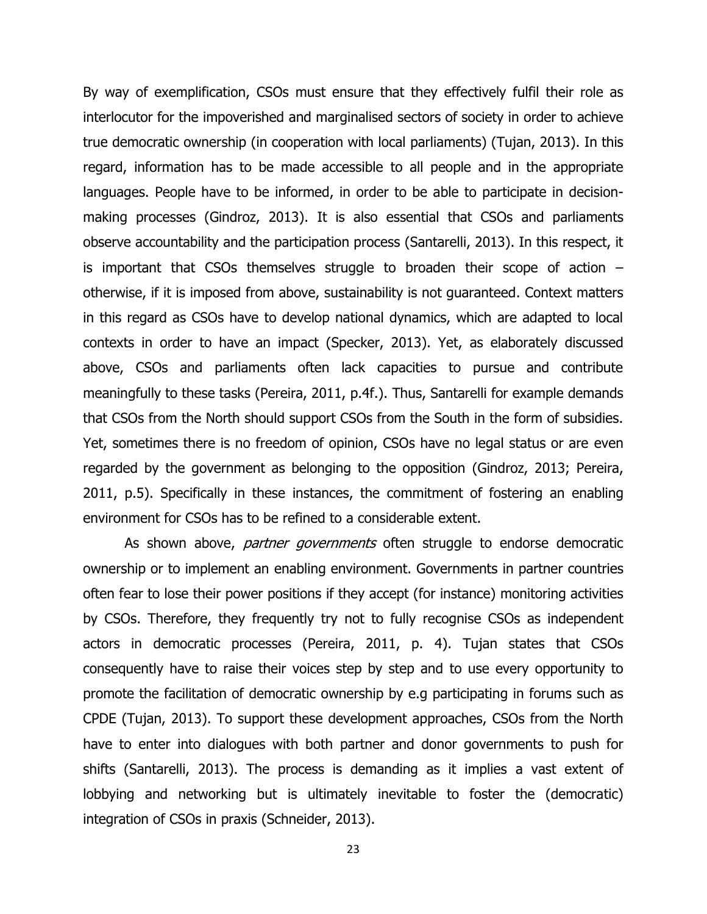By way of exemplification, CSOs must ensure that they effectively fulfil their role as interlocutor for the impoverished and marginalised sectors of society in order to achieve true democratic ownership (in cooperation with local parliaments) (Tujan, 2013). In this regard, information has to be made accessible to all people and in the appropriate languages. People have to be informed, in order to be able to participate in decision-making processes (Gindroz, 2013). It is also essential that CSOs and parliaments observe accountability and the participation process (Santarelli, 2013). In this respect, it is important that CSOs themselves struggle to broaden their scope of action – otherwise, if it is imposed from above, sustainability is not guaranteed. Context matters in this regard as CSOs have to develop national dynamics, which are adapted to local contexts in order to have an impact (Specker, 2013). Yet, as elaborately discussed above, CSOs and parliaments often lack capacities to pursue and contribute meaningfully to these tasks (Pereira, 2011, p.4f.). Thus, Santarelli for example demands that CSOs from the North should support CSOs from the South in the form of subsidies. Yet, sometimes there is no freedom of opinion, CSOs have no legal status or are even regarded by the government as belonging to the opposition (Gindroz, 2013; Pereira, 2011, p.5). Specifically in these instances, the commitment of fostering an enabling environment for CSOs has to be refined to a considerable extent.

As shown above, *partner governments* often struggle to endorse democratic ownership or to implement an enabling environment. Governments in partner countries often fear to lose their power positions if they accept (for instance) monitoring activities by CSOs. Therefore, they frequently try not to fully recognise CSOs as independent actors in democratic processes (Pereira, 2011, p. 4). Tujan states that CSOs consequently have to raise their voices step by step and to use every opportunity to promote the facilitation of democratic ownership by e.g participating in forums such as CPDE (Tujan, 2013). To support these development approaches, CSOs from the North have to enter into dialogues with both partner and donor governments to push for shifts (Santarelli, 2013). The process is demanding as it implies a vast extent of lobbying and networking but is ultimately inevitable to foster the (democratic) integration of CSOs in praxis (Schneider, 2013).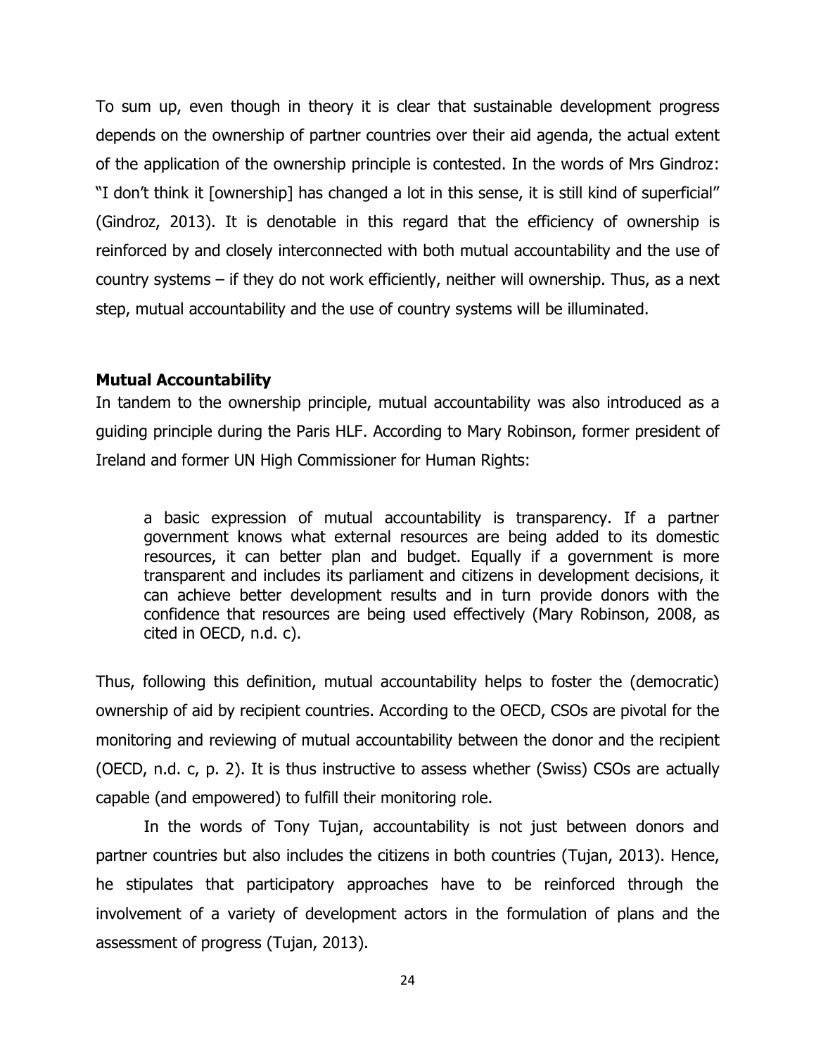To sum up, even though in theory it is clear that sustainable development progress depends on the ownership of partner countries over their aid agenda, the actual extent of the application of the ownership principle is contested. In the words of Mrs Gindroz: "I don't think it [ownership] has changed a lot in this sense, it is still kind of superficial" (Gindroz, 2013). It is denotable in this regard that the efficiency of ownership is reinforced by and closely interconnected with both mutual accountability and the use of country systems – if they do not work efficiently, neither will ownership. Thus, as a next step, mutual accountability and the use of country systems will be illuminated.

**Mutual Accountability**

In tandem to the ownership principle, mutual accountability was also introduced as a guiding principle during the Paris HLF. According to Mary Robinson, former president of Ireland and former UN High Commissioner for Human Rights:

> a basic expression of mutual accountability is transparency. If a partner government knows what external resources are being added to its domestic resources, it can better plan and budget. Equally if a government is more transparent and includes its parliament and citizens in development decisions, it can achieve better development results and in turn provide donors with the confidence that resources are being used effectively (Mary Robinson, 2008, as cited in OECD, n.d. c).

Thus, following this definition, mutual accountability helps to foster the (democratic) ownership of aid by recipient countries. According to the OECD, CSOs are pivotal for the monitoring and reviewing of mutual accountability between the donor and the recipient (OECD, n.d. c, p. 2). It is thus instructive to assess whether (Swiss) CSOs are actually capable (and empowered) to fulfill their monitoring role.

In the words of Tony Tujan, accountability is not just between donors and partner countries but also includes the citizens in both countries (Tujan, 2013). Hence, he stipulates that participatory approaches have to be reinforced through the involvement of a variety of development actors in the formulation of plans and the assessment of progress (Tujan, 2013).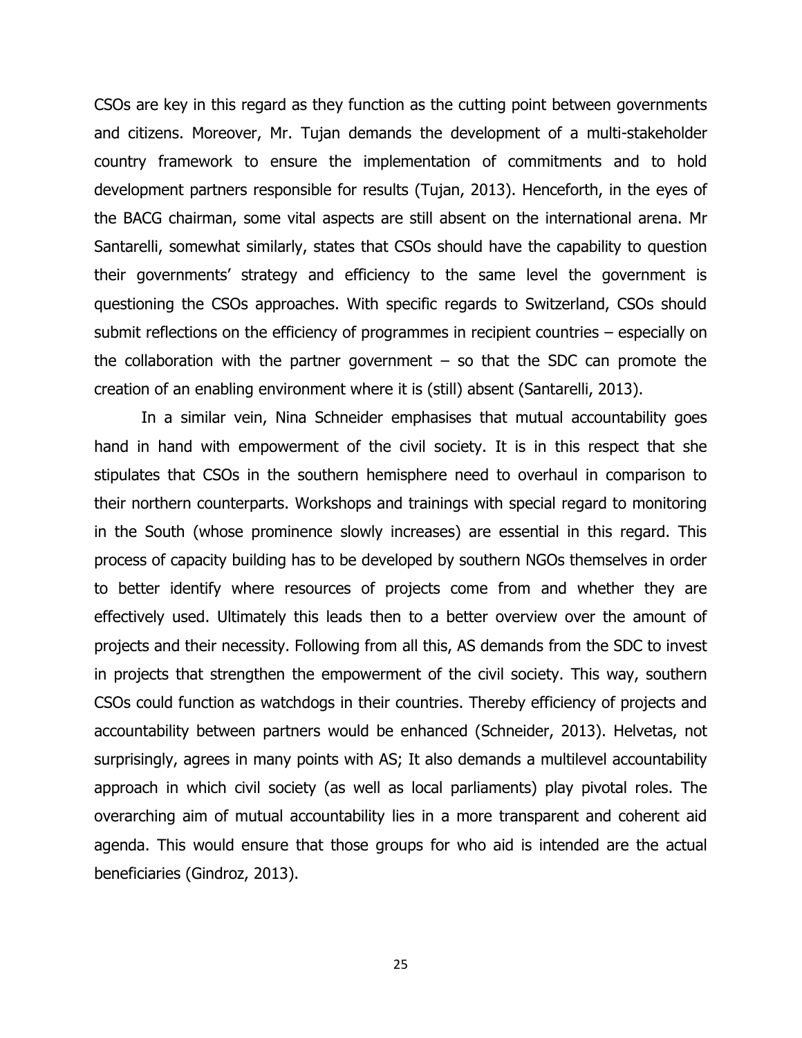CSOs are key in this regard as they function as the cutting point between governments and citizens. Moreover, Mr. Tujan demands the development of a multi-stakeholder country framework to ensure the implementation of commitments and to hold development partners responsible for results (Tujan, 2013). Henceforth, in the eyes of the BACG chairman, some vital aspects are still absent on the international arena. Mr Santarelli, somewhat similarly, states that CSOs should have the capability to question their governments' strategy and efficiency to the same level the government is questioning the CSOs approaches. With specific regards to Switzerland, CSOs should submit reflections on the efficiency of programmes in recipient countries – especially on the collaboration with the partner government – so that the SDC can promote the creation of an enabling environment where it is (still) absent (Santarelli, 2013).

In a similar vein, Nina Schneider emphasises that mutual accountability goes hand in hand with empowerment of the civil society. It is in this respect that she stipulates that CSOs in the southern hemisphere need to overhaul in comparison to their northern counterparts. Workshops and trainings with special regard to monitoring in the South (whose prominence slowly increases) are essential in this regard. This process of capacity building has to be developed by southern NGOs themselves in order to better identify where resources of projects come from and whether they are effectively used. Ultimately this leads then to a better overview over the amount of projects and their necessity. Following from all this, AS demands from the SDC to invest in projects that strengthen the empowerment of the civil society. This way, southern CSOs could function as watchdogs in their countries. Thereby efficiency of projects and accountability between partners would be enhanced (Schneider, 2013). Helvetas, not surprisingly, agrees in many points with AS; It also demands a multilevel accountability approach in which civil society (as well as local parliaments) play pivotal roles. The overarching aim of mutual accountability lies in a more transparent and coherent aid agenda. This would ensure that those groups for who aid is intended are the actual beneficiaries (Gindroz, 2013).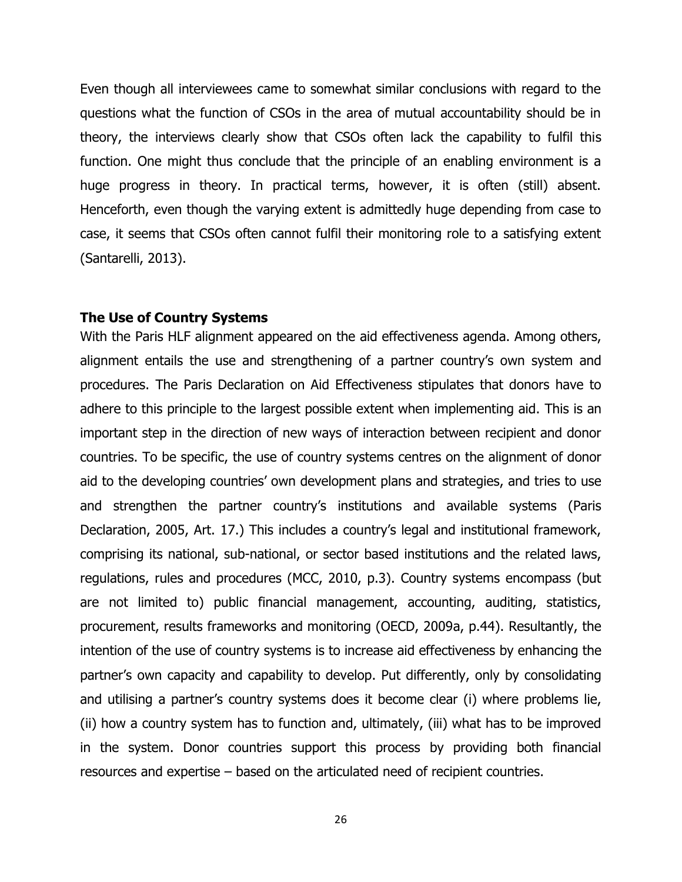Even though all interviewees came to somewhat similar conclusions with regard to the questions what the function of CSOs in the area of mutual accountability should be in theory, the interviews clearly show that CSOs often lack the capability to fulfil this function. One might thus conclude that the principle of an enabling environment is a huge progress in theory. In practical terms, however, it is often (still) absent. Henceforth, even though the varying extent is admittedly huge depending from case to case, it seems that CSOs often cannot fulfil their monitoring role to a satisfying extent (Santarelli, 2013).

**The Use of Country Systems**

With the Paris HLF alignment appeared on the aid effectiveness agenda. Among others, alignment entails the use and strengthening of a partner country's own system and procedures. The Paris Declaration on Aid Effectiveness stipulates that donors have to adhere to this principle to the largest possible extent when implementing aid. This is an important step in the direction of new ways of interaction between recipient and donor countries. To be specific, the use of country systems centres on the alignment of donor aid to the developing countries' own development plans and strategies, and tries to use and strengthen the partner country's institutions and available systems (Paris Declaration, 2005, Art. 17.) This includes a country's legal and institutional framework, comprising its national, sub-national, or sector based institutions and the related laws, regulations, rules and procedures (MCC, 2010, p.3). Country systems encompass (but are not limited to) public financial management, accounting, auditing, statistics, procurement, results frameworks and monitoring (OECD, 2009a, p.44). Resultantly, the intention of the use of country systems is to increase aid effectiveness by enhancing the partner's own capacity and capability to develop. Put differently, only by consolidating and utilising a partner's country systems does it become clear (i) where problems lie, (ii) how a country system has to function and, ultimately, (iii) what has to be improved in the system. Donor countries support this process by providing both financial resources and expertise – based on the articulated need of recipient countries.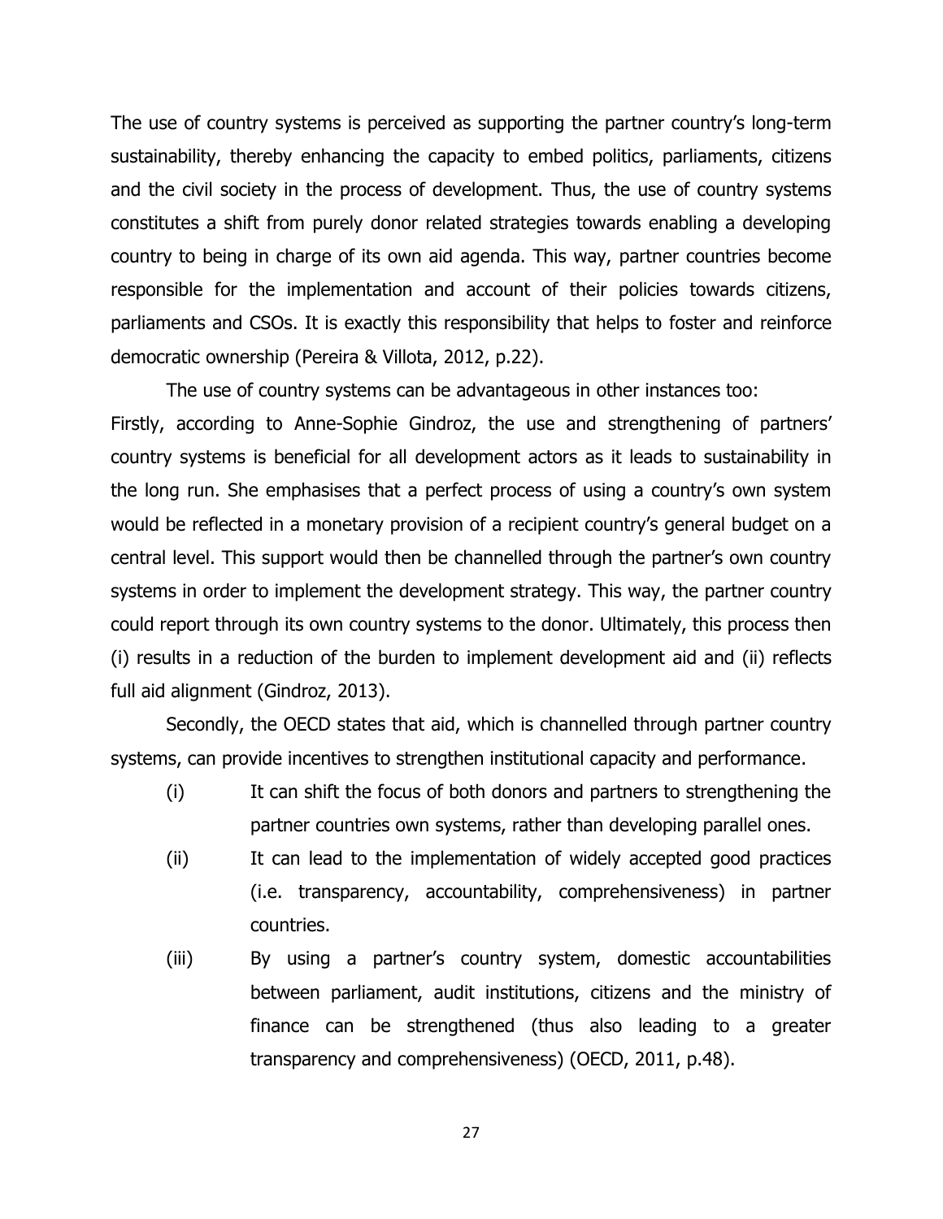The use of country systems is perceived as supporting the partner country's long-term sustainability, thereby enhancing the capacity to embed politics, parliaments, citizens and the civil society in the process of development. Thus, the use of country systems constitutes a shift from purely donor related strategies towards enabling a developing country to being in charge of its own aid agenda. This way, partner countries become responsible for the implementation and account of their policies towards citizens, parliaments and CSOs. It is exactly this responsibility that helps to foster and reinforce democratic ownership (Pereira & Villota, 2012, p.22).

The use of country systems can be advantageous in other instances too:

Firstly, according to Anne-Sophie Gindroz, the use and strengthening of partners' country systems is beneficial for all development actors as it leads to sustainability in the long run. She emphasises that a perfect process of using a country's own system would be reflected in a monetary provision of a recipient country's general budget on a central level. This support would then be channelled through the partner's own country systems in order to implement the development strategy. This way, the partner country could report through its own country systems to the donor. Ultimately, this process then (i) results in a reduction of the burden to implement development aid and (ii) reflects full aid alignment (Gindroz, 2013).

Secondly, the OECD states that aid, which is channelled through partner country systems, can provide incentives to strengthen institutional capacity and performance.

(i) It can shift the focus of both donors and partners to strengthening the partner countries own systems, rather than developing parallel ones.

(ii) It can lead to the implementation of widely accepted good practices (i.e. transparency, accountability, comprehensiveness) in partner countries.

(iii) By using a partner's country system, domestic accountabilities between parliament, audit institutions, citizens and the ministry of finance can be strengthened (thus also leading to a greater transparency and comprehensiveness) (OECD, 2011, p.48).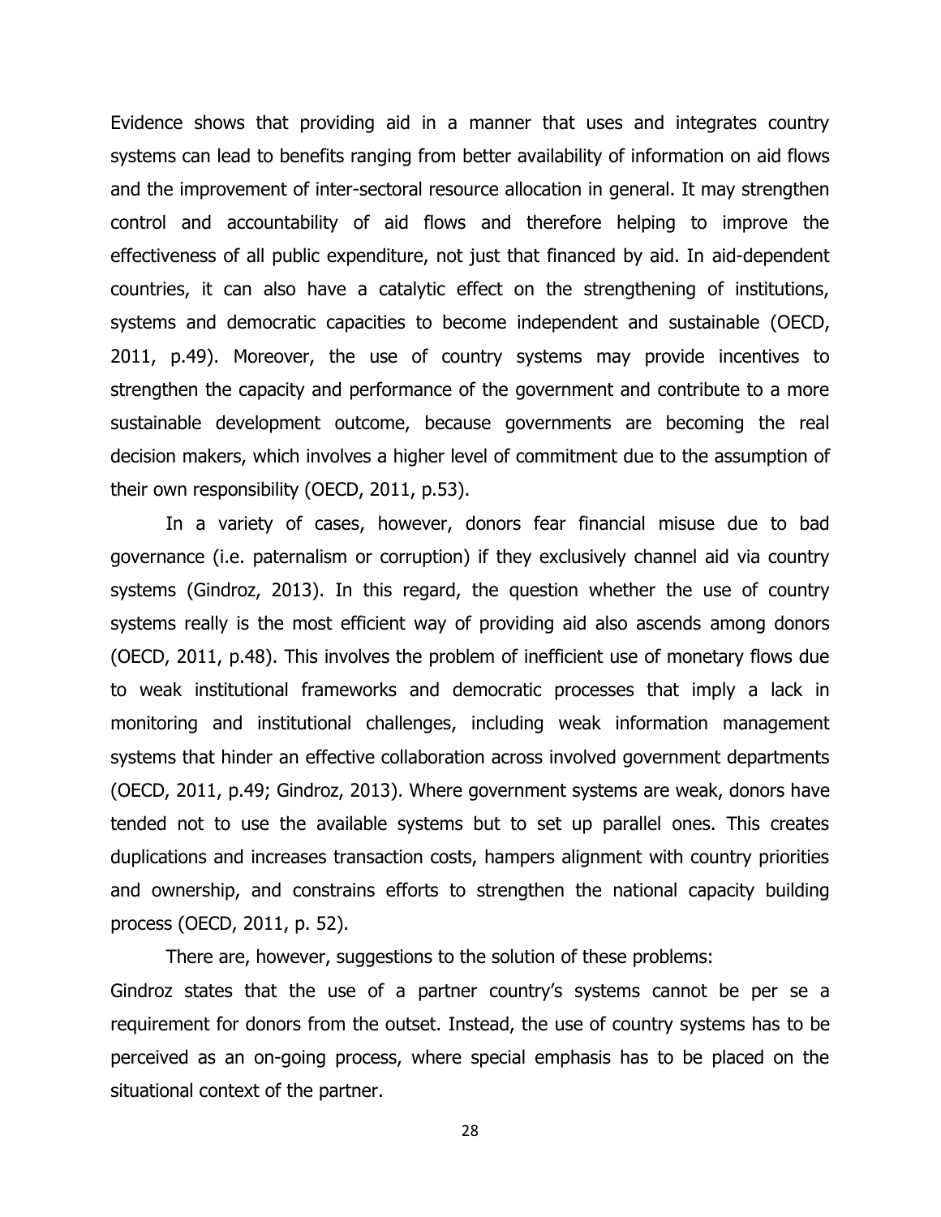Evidence shows that providing aid in a manner that uses and integrates country systems can lead to benefits ranging from better availability of information on aid flows and the improvement of inter-sectoral resource allocation in general. It may strengthen control and accountability of aid flows and therefore helping to improve the effectiveness of all public expenditure, not just that financed by aid. In aid-dependent countries, it can also have a catalytic effect on the strengthening of institutions, systems and democratic capacities to become independent and sustainable (OECD, 2011, p.49). Moreover, the use of country systems may provide incentives to strengthen the capacity and performance of the government and contribute to a more sustainable development outcome, because governments are becoming the real decision makers, which involves a higher level of commitment due to the assumption of their own responsibility (OECD, 2011, p.53).

In a variety of cases, however, donors fear financial misuse due to bad governance (i.e. paternalism or corruption) if they exclusively channel aid via country systems (Gindroz, 2013). In this regard, the question whether the use of country systems really is the most efficient way of providing aid also ascends among donors (OECD, 2011, p.48). This involves the problem of inefficient use of monetary flows due to weak institutional frameworks and democratic processes that imply a lack in monitoring and institutional challenges, including weak information management systems that hinder an effective collaboration across involved government departments (OECD, 2011, p.49; Gindroz, 2013). Where government systems are weak, donors have tended not to use the available systems but to set up parallel ones. This creates duplications and increases transaction costs, hampers alignment with country priorities and ownership, and constrains efforts to strengthen the national capacity building process (OECD, 2011, p. 52).

There are, however, suggestions to the solution of these problems:

Gindroz states that the use of a partner country's systems cannot be per se a requirement for donors from the outset. Instead, the use of country systems has to be perceived as an on-going process, where special emphasis has to be placed on the situational context of the partner.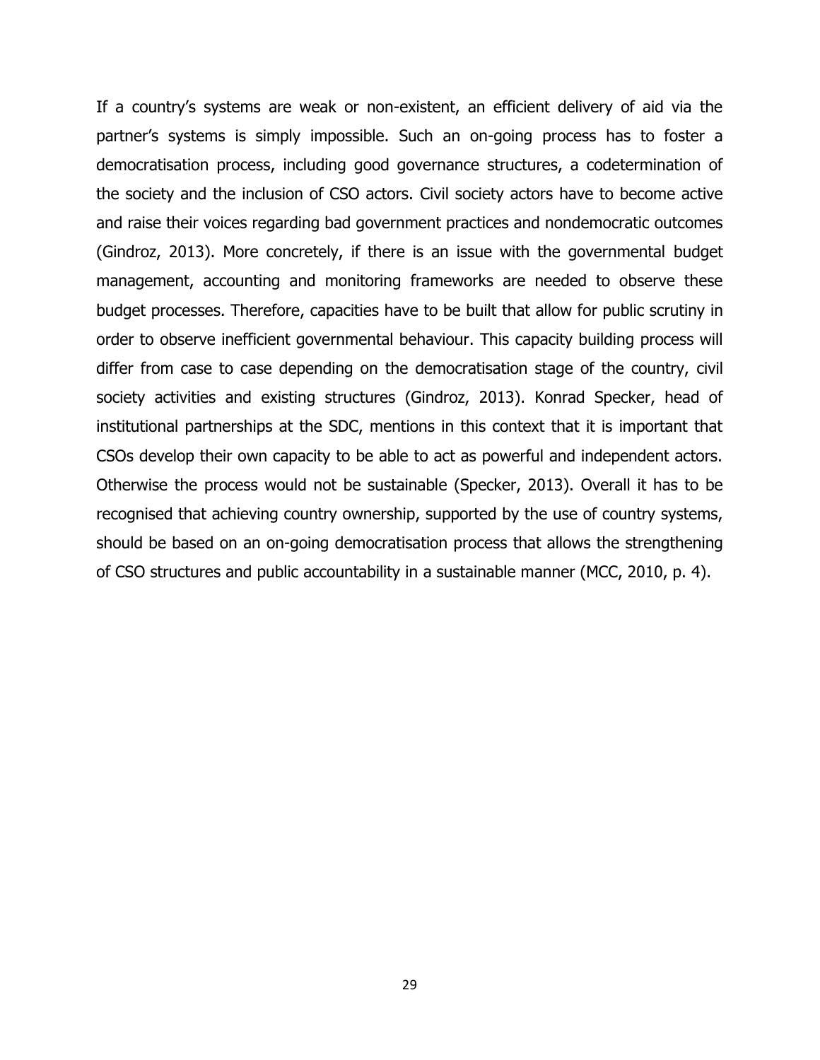If a country's systems are weak or non-existent, an efficient delivery of aid via the partner's systems is simply impossible. Such an on-going process has to foster a democratisation process, including good governance structures, a codetermination of the society and the inclusion of CSO actors. Civil society actors have to become active and raise their voices regarding bad government practices and nondemocratic outcomes (Gindroz, 2013). More concretely, if there is an issue with the governmental budget management, accounting and monitoring frameworks are needed to observe these budget processes. Therefore, capacities have to be built that allow for public scrutiny in order to observe inefficient governmental behaviour. This capacity building process will differ from case to case depending on the democratisation stage of the country, civil society activities and existing structures (Gindroz, 2013). Konrad Specker, head of institutional partnerships at the SDC, mentions in this context that it is important that CSOs develop their own capacity to be able to act as powerful and independent actors. Otherwise the process would not be sustainable (Specker, 2013). Overall it has to be recognised that achieving country ownership, supported by the use of country systems, should be based on an on-going democratisation process that allows the strengthening of CSO structures and public accountability in a sustainable manner (MCC, 2010, p. 4).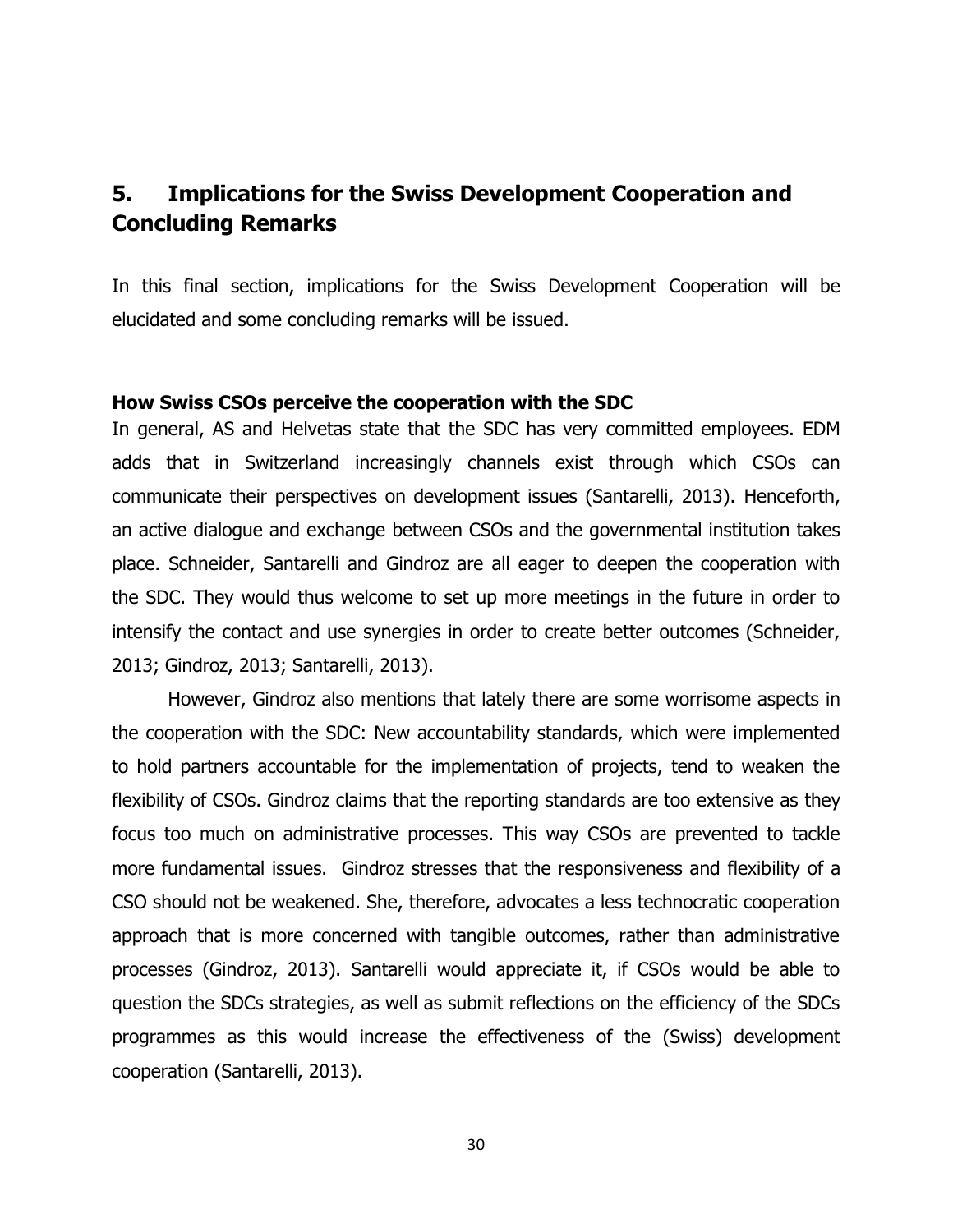## 5. Implications for the Swiss Development Cooperation and Concluding Remarks

In this final section, implications for the Swiss Development Cooperation will be elucidated and some concluding remarks will be issued.

### How Swiss CSOs perceive the cooperation with the SDC

In general, AS and Helvetas state that the SDC has very committed employees. EDM adds that in Switzerland increasingly channels exist through which CSOs can communicate their perspectives on development issues (Santarelli, 2013). Henceforth, an active dialogue and exchange between CSOs and the governmental institution takes place. Schneider, Santarelli and Gindroz are all eager to deepen the cooperation with the SDC. They would thus welcome to set up more meetings in the future in order to intensify the contact and use synergies in order to create better outcomes (Schneider, 2013; Gindroz, 2013; Santarelli, 2013).

However, Gindroz also mentions that lately there are some worrisome aspects in the cooperation with the SDC: New accountability standards, which were implemented to hold partners accountable for the implementation of projects, tend to weaken the flexibility of CSOs. Gindroz claims that the reporting standards are too extensive as they focus too much on administrative processes. This way CSOs are prevented to tackle more fundamental issues. Gindroz stresses that the responsiveness and flexibility of a CSO should not be weakened. She, therefore, advocates a less technocratic cooperation approach that is more concerned with tangible outcomes, rather than administrative processes (Gindroz, 2013). Santarelli would appreciate it, if CSOs would be able to question the SDCs strategies, as well as submit reflections on the efficiency of the SDCs programmes as this would increase the effectiveness of the (Swiss) development cooperation (Santarelli, 2013).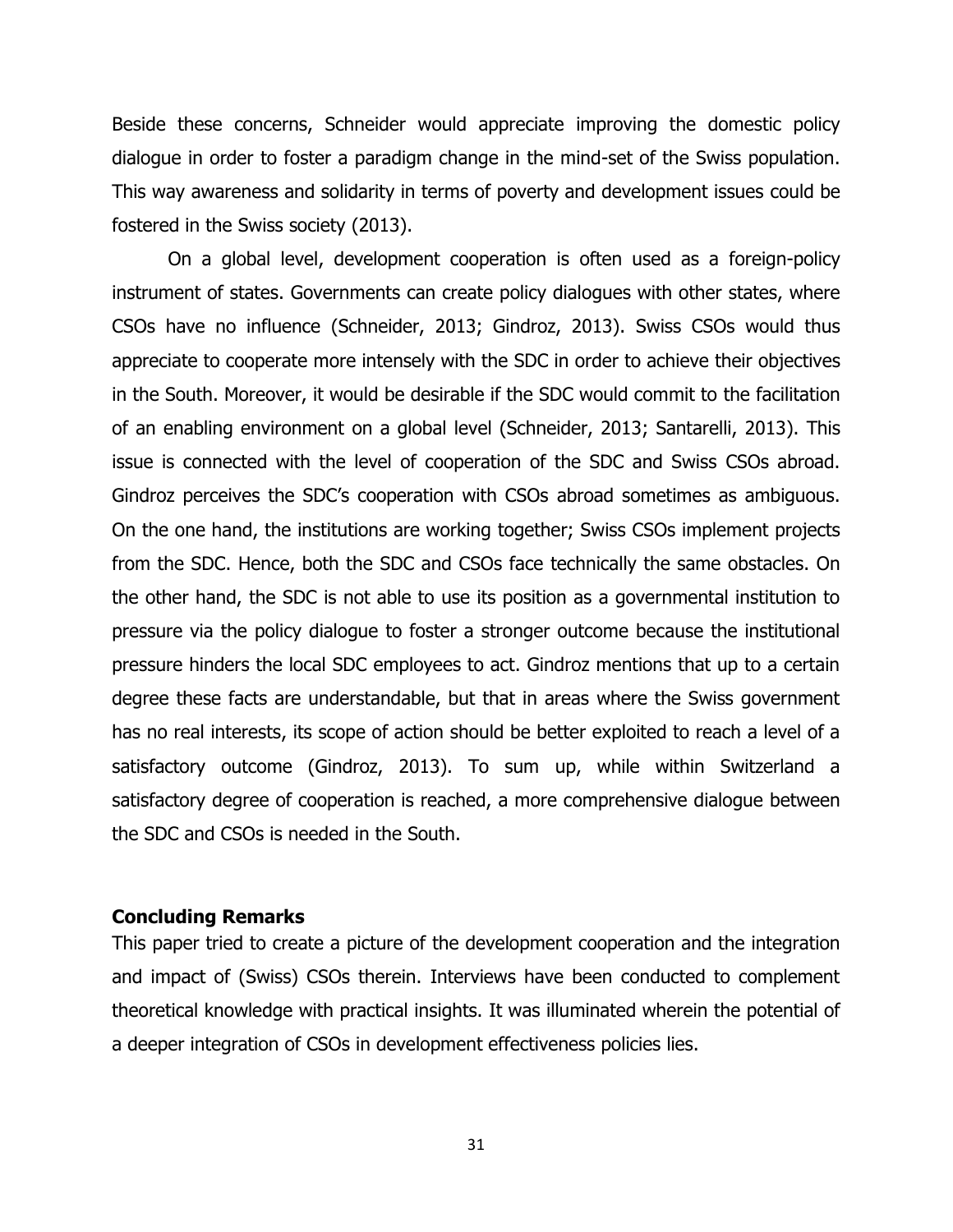Beside these concerns, Schneider would appreciate improving the domestic policy dialogue in order to foster a paradigm change in the mind-set of the Swiss population. This way awareness and solidarity in terms of poverty and development issues could be fostered in the Swiss society (2013).

On a global level, development cooperation is often used as a foreign-policy instrument of states. Governments can create policy dialogues with other states, where CSOs have no influence (Schneider, 2013; Gindroz, 2013). Swiss CSOs would thus appreciate to cooperate more intensely with the SDC in order to achieve their objectives in the South. Moreover, it would be desirable if the SDC would commit to the facilitation of an enabling environment on a global level (Schneider, 2013; Santarelli, 2013). This issue is connected with the level of cooperation of the SDC and Swiss CSOs abroad. Gindroz perceives the SDC's cooperation with CSOs abroad sometimes as ambiguous. On the one hand, the institutions are working together; Swiss CSOs implement projects from the SDC. Hence, both the SDC and CSOs face technically the same obstacles. On the other hand, the SDC is not able to use its position as a governmental institution to pressure via the policy dialogue to foster a stronger outcome because the institutional pressure hinders the local SDC employees to act. Gindroz mentions that up to a certain degree these facts are understandable, but that in areas where the Swiss government has no real interests, its scope of action should be better exploited to reach a level of a satisfactory outcome (Gindroz, 2013). To sum up, while within Switzerland a satisfactory degree of cooperation is reached, a more comprehensive dialogue between the SDC and CSOs is needed in the South.

## Concluding Remarks

This paper tried to create a picture of the development cooperation and the integration and impact of (Swiss) CSOs therein. Interviews have been conducted to complement theoretical knowledge with practical insights. It was illuminated wherein the potential of a deeper integration of CSOs in development effectiveness policies lies.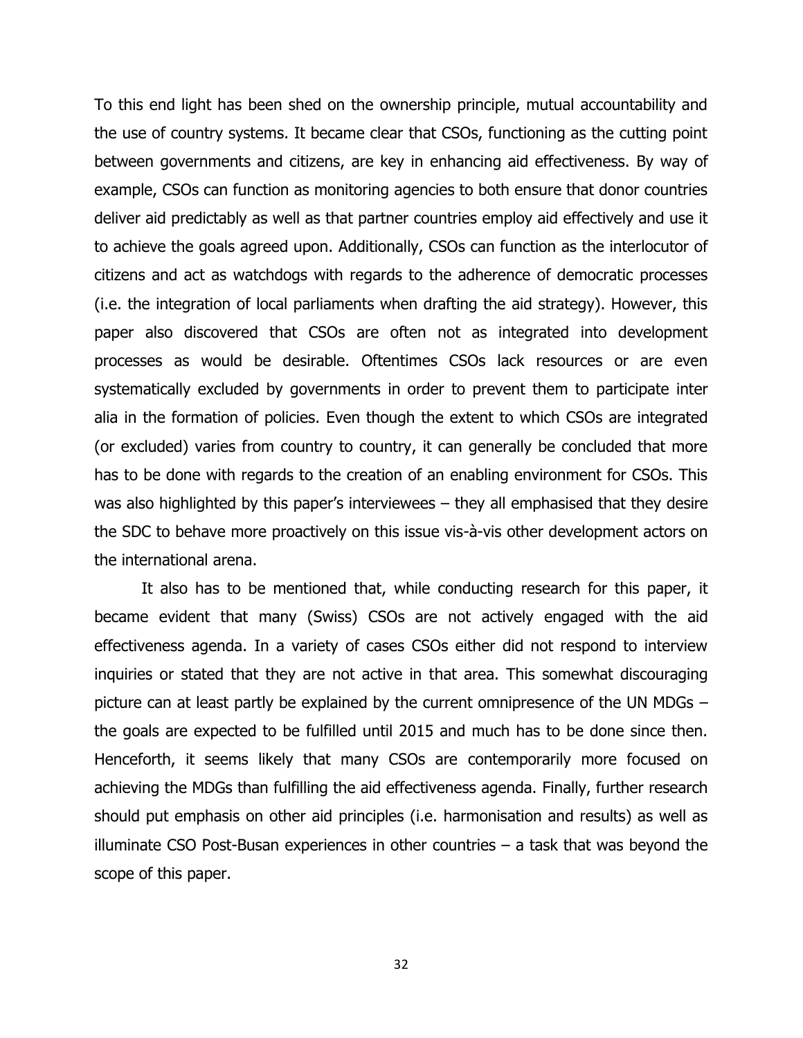To this end light has been shed on the ownership principle, mutual accountability and the use of country systems. It became clear that CSOs, functioning as the cutting point between governments and citizens, are key in enhancing aid effectiveness. By way of example, CSOs can function as monitoring agencies to both ensure that donor countries deliver aid predictably as well as that partner countries employ aid effectively and use it to achieve the goals agreed upon. Additionally, CSOs can function as the interlocutor of citizens and act as watchdogs with regards to the adherence of democratic processes (i.e. the integration of local parliaments when drafting the aid strategy). However, this paper also discovered that CSOs are often not as integrated into development processes as would be desirable. Oftentimes CSOs lack resources or are even systematically excluded by governments in order to prevent them to participate inter alia in the formation of policies. Even though the extent to which CSOs are integrated (or excluded) varies from country to country, it can generally be concluded that more has to be done with regards to the creation of an enabling environment for CSOs. This was also highlighted by this paper's interviewees – they all emphasised that they desire the SDC to behave more proactively on this issue vis-à-vis other development actors on the international arena.

It also has to be mentioned that, while conducting research for this paper, it became evident that many (Swiss) CSOs are not actively engaged with the aid effectiveness agenda. In a variety of cases CSOs either did not respond to interview inquiries or stated that they are not active in that area. This somewhat discouraging picture can at least partly be explained by the current omnipresence of the UN MDGs – the goals are expected to be fulfilled until 2015 and much has to be done since then. Henceforth, it seems likely that many CSOs are contemporarily more focused on achieving the MDGs than fulfilling the aid effectiveness agenda. Finally, further research should put emphasis on other aid principles (i.e. harmonisation and results) as well as illuminate CSO Post-Busan experiences in other countries – a task that was beyond the scope of this paper.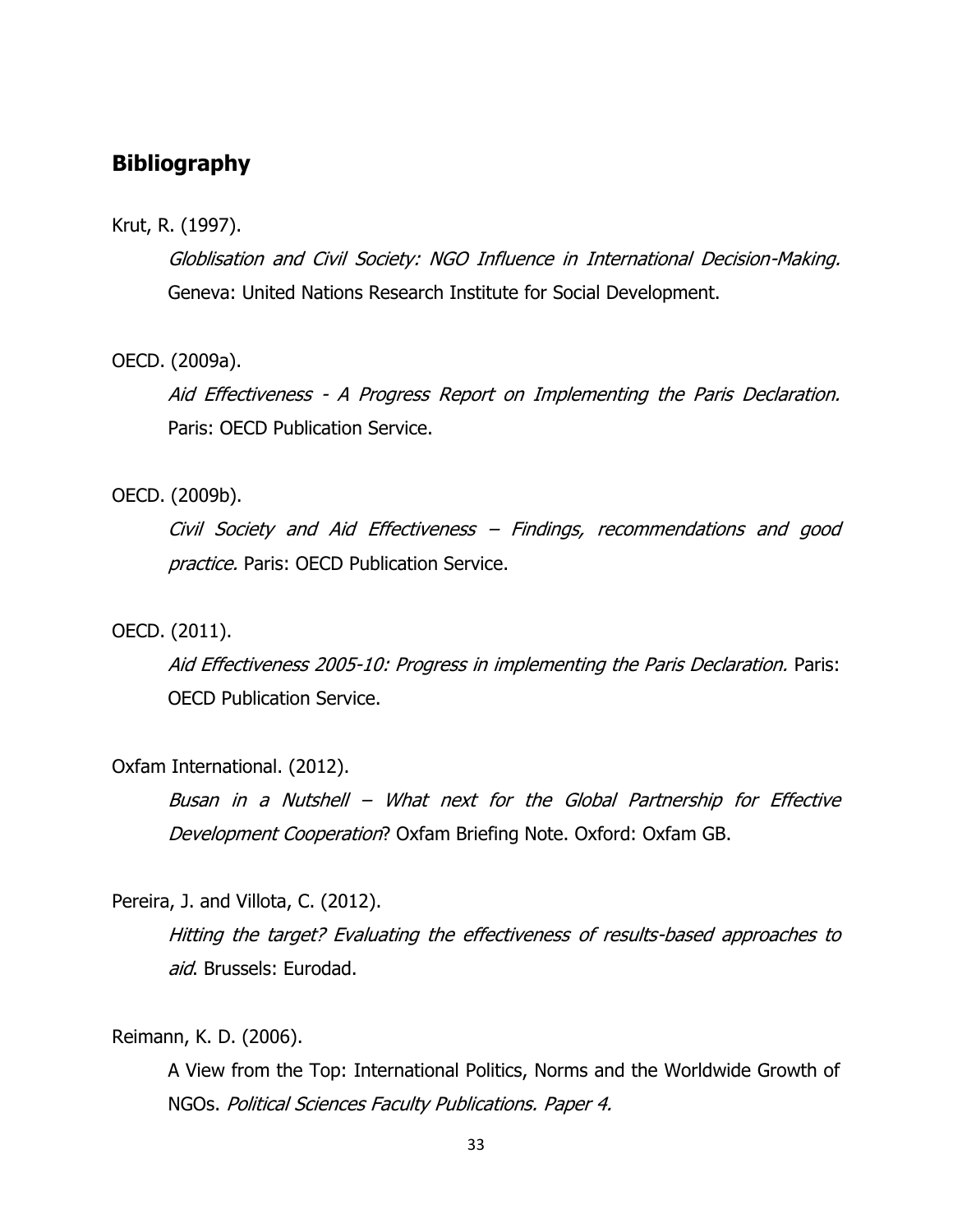## Bibliography

Krut, R. (1997).

*Globlisation and Civil Society: NGO Influence in International Decision-Making.* Geneva: United Nations Research Institute for Social Development.

OECD. (2009a).

*Aid Effectiveness - A Progress Report on Implementing the Paris Declaration.* Paris: OECD Publication Service.

OECD. (2009b).

*Civil Society and Aid Effectiveness – Findings, recommendations and good practice.* Paris: OECD Publication Service.

OECD. (2011).

*Aid Effectiveness 2005-10: Progress in implementing the Paris Declaration.* Paris: OECD Publication Service.

Oxfam International. (2012).

*Busan in a Nutshell – What next for the Global Partnership for Effective Development Cooperation*? Oxfam Briefing Note. Oxford: Oxfam GB.

Pereira, J. and Villota, C. (2012).

*Hitting the target? Evaluating the effectiveness of results-based approaches to aid*. Brussels: Eurodad.

Reimann, K. D. (2006).

A View from the Top: International Politics, Norms and the Worldwide Growth of NGOs. *Political Sciences Faculty Publications. Paper 4.*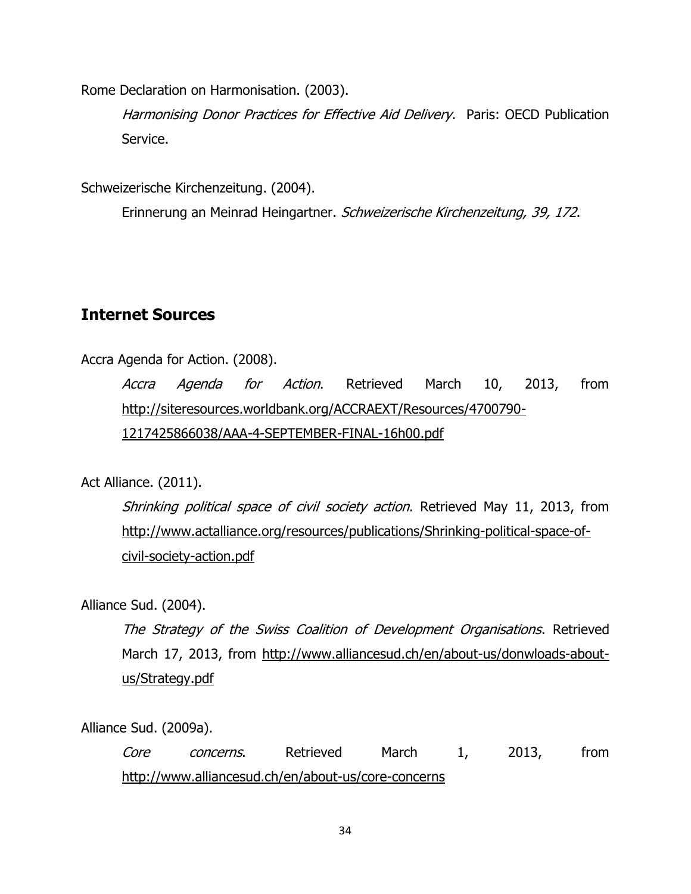Rome Declaration on Harmonisation. (2003).

*Harmonising Donor Practices for Effective Aid Delivery*. Paris: OECD Publication Service.

Schweizerische Kirchenzeitung. (2004).

Erinnerung an Meinrad Heingartner. *Schweizerische Kirchenzeitung, 39, 172*.

## Internet Sources

Accra Agenda for Action. (2008).

*Accra Agenda for Action*. Retrieved March 10, 2013, from http://siteresources.worldbank.org/ACCRAEXT/Resources/4700790-1217425866038/AAA-4-SEPTEMBER-FINAL-16h00.pdf

Act Alliance. (2011).

*Shrinking political space of civil society action*. Retrieved May 11, 2013, from http://www.actalliance.org/resources/publications/Shrinking-political-space-of-civil-society-action.pdf

Alliance Sud. (2004).

*The Strategy of the Swiss Coalition of Development Organisations*. Retrieved March 17, 2013, from http://www.alliancesud.ch/en/about-us/donwloads-about-us/Strategy.pdf

Alliance Sud. (2009a).

*Core concerns*. Retrieved March 1, 2013, from http://www.alliancesud.ch/en/about-us/core-concerns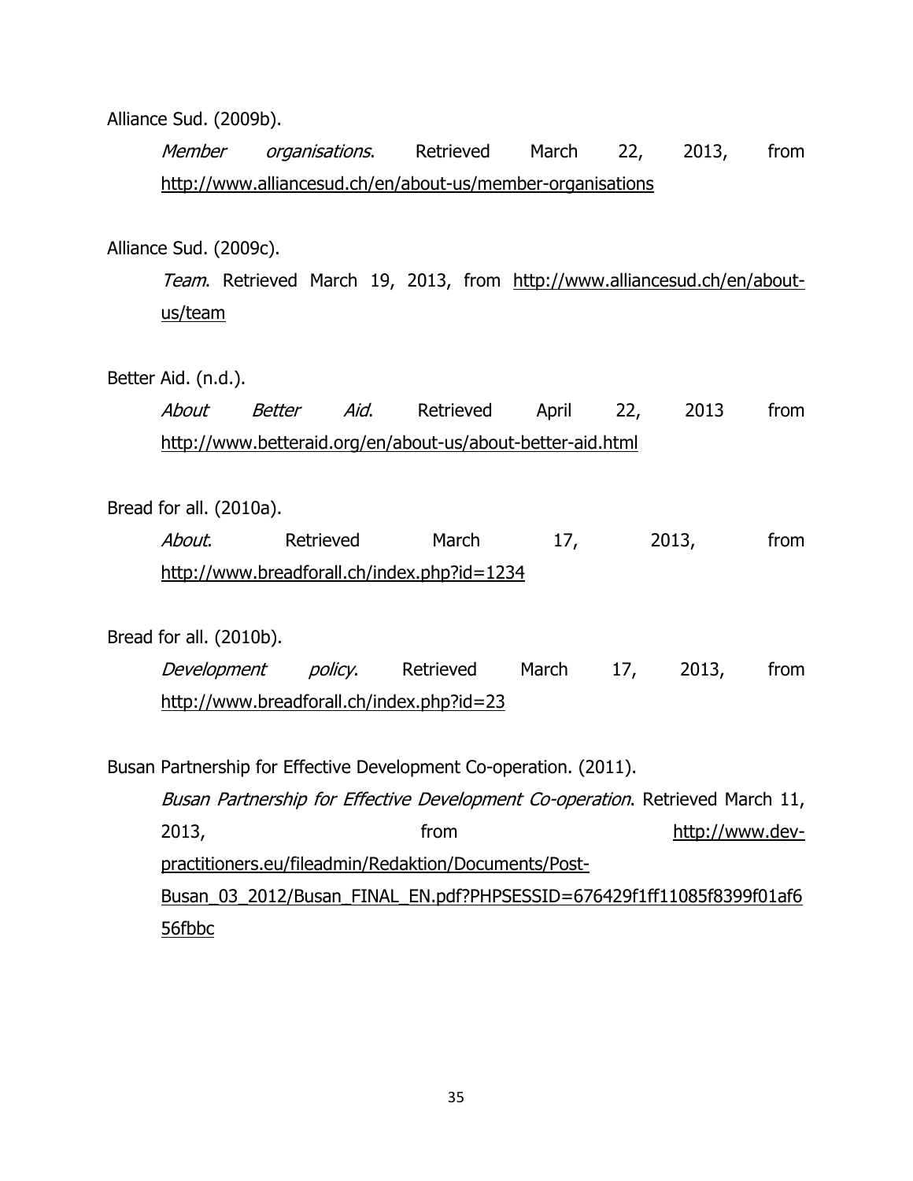Alliance Sud. (2009b).

*Member organisations*. Retrieved March 22, 2013, from http://www.alliancesud.ch/en/about-us/member-organisations

Alliance Sud. (2009c).

*Team*. Retrieved March 19, 2013, from http://www.alliancesud.ch/en/about-us/team

Better Aid. (n.d.).

*About Better Aid*. Retrieved April 22, 2013 from http://www.betteraid.org/en/about-us/about-better-aid.html

Bread for all. (2010a).

*About*. Retrieved March 17, 2013, from http://www.breadforall.ch/index.php?id=1234

Bread for all. (2010b).

*Development policy*. Retrieved March 17, 2013, from http://www.breadforall.ch/index.php?id=23

Busan Partnership for Effective Development Co-operation. (2011).

*Busan Partnership for Effective Development Co-operation*. Retrieved March 11, 2013, from http://www.dev-practitioners.eu/fileadmin/Redaktion/Documents/Post-Busan_03_2012/Busan_FINAL_EN.pdf?PHPSESSID=676429f1ff11085f8399f01af656fbbc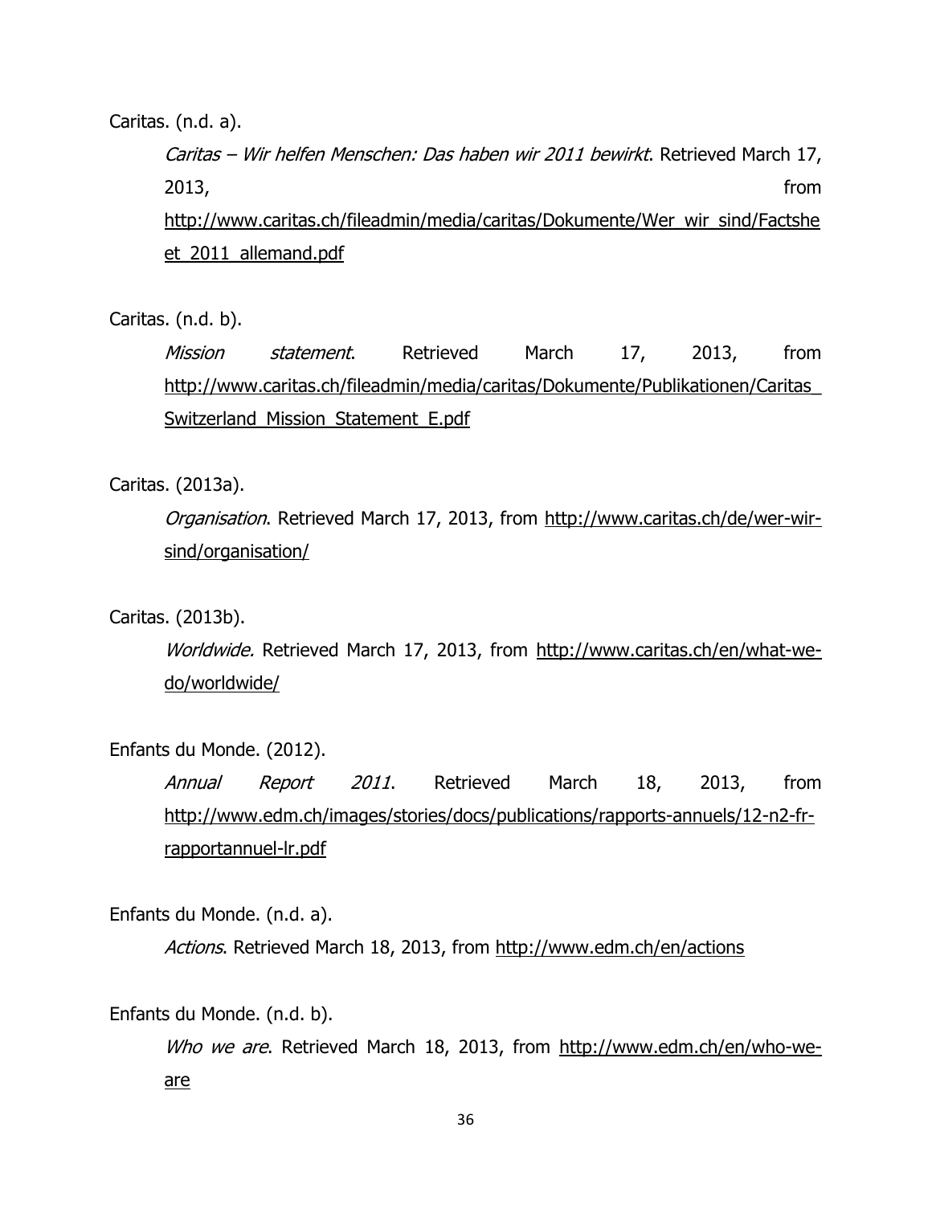Caritas. (n.d. a).

*Caritas – Wir helfen Menschen: Das haben wir 2011 bewirkt*. Retrieved March 17, 2013, from http://www.caritas.ch/fileadmin/media/caritas/Dokumente/Wer_wir_sind/Factsheet_2011_allemand.pdf

Caritas. (n.d. b).

*Mission statement*. Retrieved March 17, 2013, from http://www.caritas.ch/fileadmin/media/caritas/Dokumente/Publikationen/Caritas_Switzerland_Mission_Statement_E.pdf

Caritas. (2013a).

*Organisation*. Retrieved March 17, 2013, from http://www.caritas.ch/de/wer-wir-sind/organisation/

Caritas. (2013b).

*Worldwide.* Retrieved March 17, 2013, from http://www.caritas.ch/en/what-we-do/worldwide/

Enfants du Monde. (2012).

*Annual Report 2011*. Retrieved March 18, 2013, from http://www.edm.ch/images/stories/docs/publications/rapports-annuels/12-n2-fr-rapportannuel-lr.pdf

Enfants du Monde. (n.d. a).

*Actions*. Retrieved March 18, 2013, from http://www.edm.ch/en/actions

Enfants du Monde. (n.d. b).

*Who we are*. Retrieved March 18, 2013, from http://www.edm.ch/en/who-we-are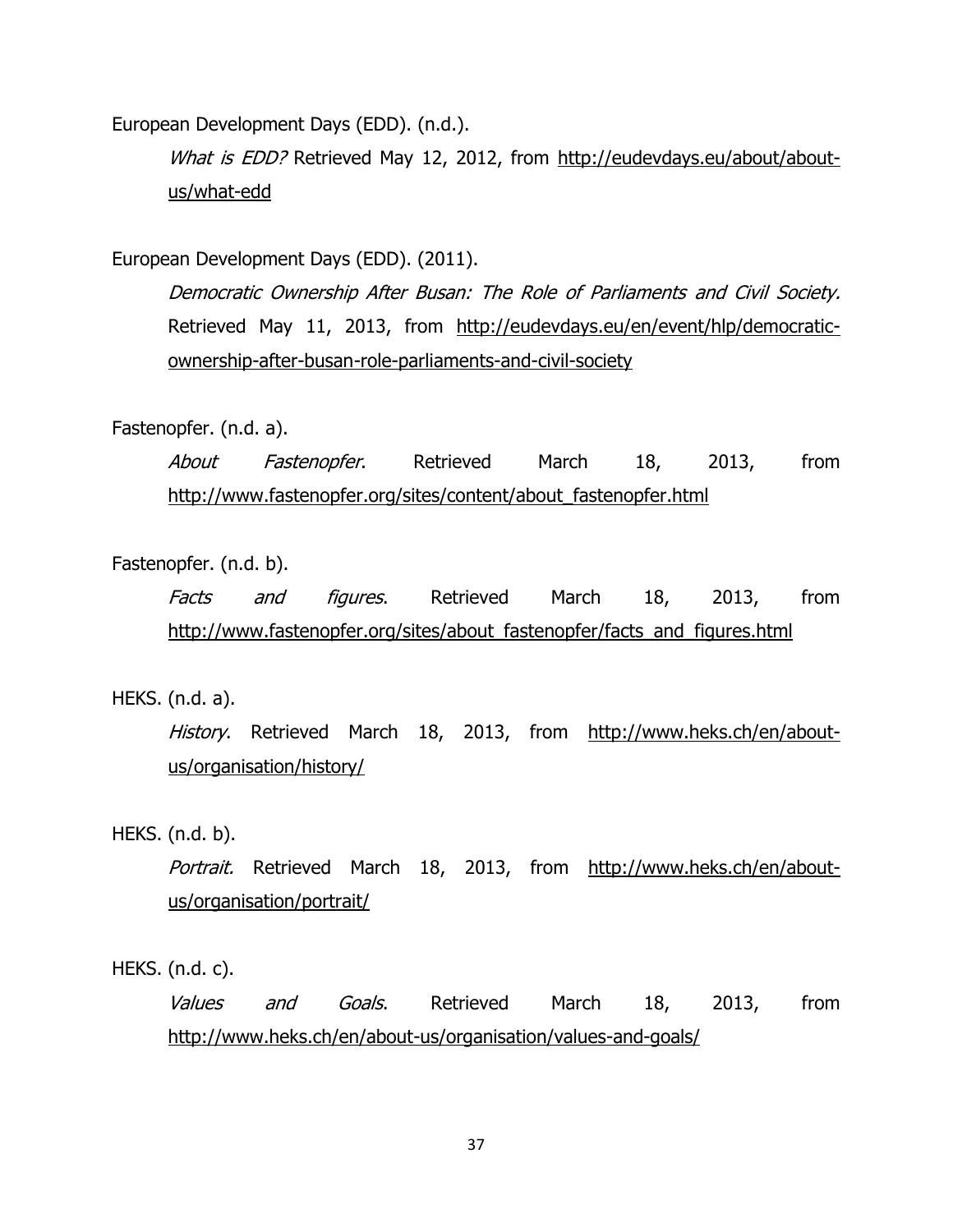European Development Days (EDD). (n.d.).

*What is EDD?* Retrieved May 12, 2012, from http://eudevdays.eu/about/about-us/what-edd

European Development Days (EDD). (2011).

*Democratic Ownership After Busan: The Role of Parliaments and Civil Society.* Retrieved May 11, 2013, from http://eudevdays.eu/en/event/hlp/democratic-ownership-after-busan-role-parliaments-and-civil-society

Fastenopfer. (n.d. a).

*About Fastenopfer*. Retrieved March 18, 2013, from http://www.fastenopfer.org/sites/content/about_fastenopfer.html

Fastenopfer. (n.d. b).

*Facts and figures*. Retrieved March 18, 2013, from http://www.fastenopfer.org/sites/about_fastenopfer/facts_and_figures.html

HEKS. (n.d. a).

*History*. Retrieved March 18, 2013, from http://www.heks.ch/en/about-us/organisation/history/

HEKS. (n.d. b).

*Portrait.* Retrieved March 18, 2013, from http://www.heks.ch/en/about-us/organisation/portrait/

HEKS. (n.d. c).

*Values and Goals*. Retrieved March 18, 2013, from http://www.heks.ch/en/about-us/organisation/values-and-goals/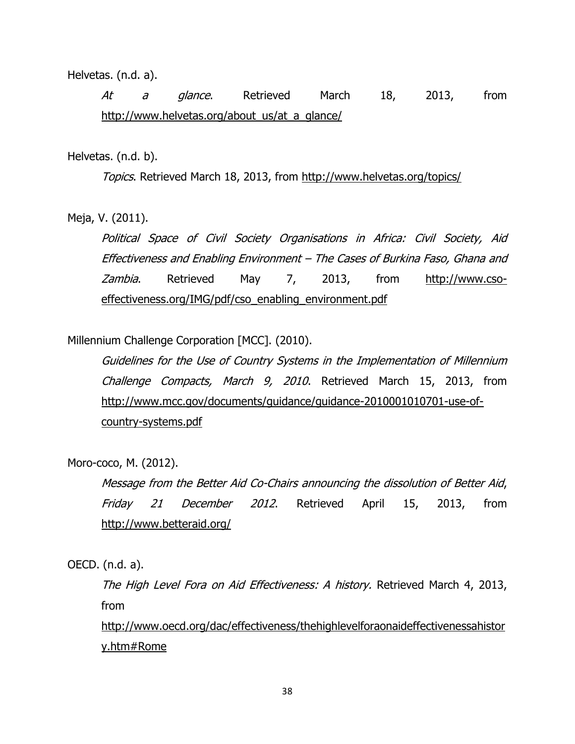Helvetas. (n.d. a).

*At a glance*. Retrieved March 18, 2013, from http://www.helvetas.org/about_us/at_a_glance/

Helvetas. (n.d. b).

*Topics*. Retrieved March 18, 2013, from http://www.helvetas.org/topics/

Meja, V. (2011).

*Political Space of Civil Society Organisations in Africa: Civil Society, Aid Effectiveness and Enabling Environment – The Cases of Burkina Faso, Ghana and Zambia*. Retrieved May 7, 2013, from http://www.cso-effectiveness.org/IMG/pdf/cso_enabling_environment.pdf

Millennium Challenge Corporation [MCC]. (2010).

*Guidelines for the Use of Country Systems in the Implementation of Millennium Challenge Compacts, March 9, 2010*. Retrieved March 15, 2013, from http://www.mcc.gov/documents/guidance/guidance-2010001010701-use-of-country-systems.pdf

Moro-coco, M. (2012).

*Message from the Better Aid Co-Chairs announcing the dissolution of Better Aid, Friday 21 December 2012*. Retrieved April 15, 2013, from http://www.betteraid.org/

OECD. (n.d. a).

*The High Level Fora on Aid Effectiveness: A history.* Retrieved March 4, 2013, from http://www.oecd.org/dac/effectiveness/thehighlevelforaonaideffectivenessahistory.htm#Rome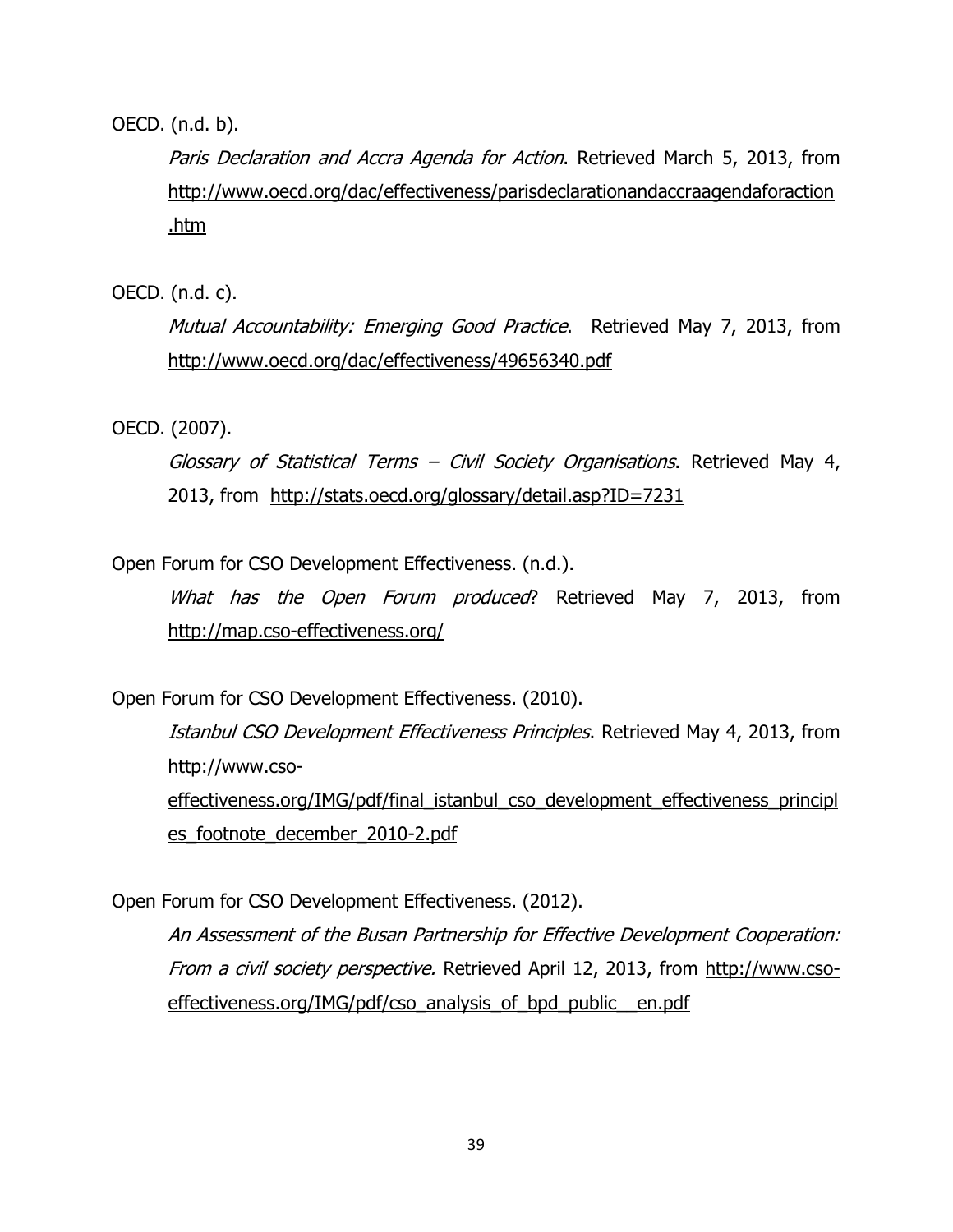OECD. (n.d. b).

*Paris Declaration and Accra Agenda for Action*. Retrieved March 5, 2013, from http://www.oecd.org/dac/effectiveness/parisdeclarationandaccraagendaforaction.htm

OECD. (n.d. c).

*Mutual Accountability: Emerging Good Practice*. Retrieved May 7, 2013, from http://www.oecd.org/dac/effectiveness/49656340.pdf

OECD. (2007).

*Glossary of Statistical Terms – Civil Society Organisations*. Retrieved May 4, 2013, from http://stats.oecd.org/glossary/detail.asp?ID=7231

Open Forum for CSO Development Effectiveness. (n.d.).

*What has the Open Forum produced*? Retrieved May 7, 2013, from http://map.cso-effectiveness.org/

Open Forum for CSO Development Effectiveness. (2010).

*Istanbul CSO Development Effectiveness Principles*. Retrieved May 4, 2013, from http://www.cso-effectiveness.org/IMG/pdf/final_istanbul_cso_development_effectiveness_principles_footnote_december_2010-2.pdf

Open Forum for CSO Development Effectiveness. (2012).

*An Assessment of the Busan Partnership for Effective Development Cooperation: From a civil society perspective.* Retrieved April 12, 2013, from http://www.cso-effectiveness.org/IMG/pdf/cso_analysis_of_bpd_public__en.pdf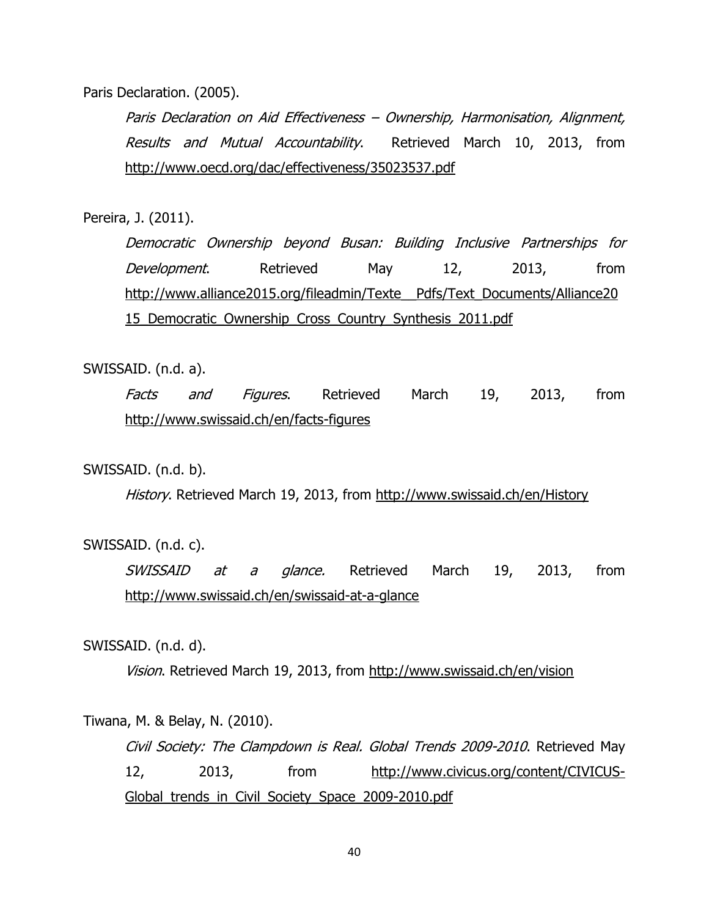Paris Declaration. (2005).

*Paris Declaration on Aid Effectiveness – Ownership, Harmonisation, Alignment, Results and Mutual Accountability*. Retrieved March 10, 2013, from http://www.oecd.org/dac/effectiveness/35023537.pdf

Pereira, J. (2011).

*Democratic Ownership beyond Busan: Building Inclusive Partnerships for Development*. Retrieved May 12, 2013, from http://www.alliance2015.org/fileadmin/Texte__Pdfs/Text_Documents/Alliance2015_Democratic_Ownership_Cross_Country_Synthesis_2011.pdf

SWISSAID. (n.d. a).

*Facts and Figures*. Retrieved March 19, 2013, from http://www.swissaid.ch/en/facts-figures

SWISSAID. (n.d. b).

*History*. Retrieved March 19, 2013, from http://www.swissaid.ch/en/History

SWISSAID. (n.d. c).

*SWISSAID at a glance.* Retrieved March 19, 2013, from http://www.swissaid.ch/en/swissaid-at-a-glance

SWISSAID. (n.d. d).

*Vision*. Retrieved March 19, 2013, from http://www.swissaid.ch/en/vision

Tiwana, M. & Belay, N. (2010).

*Civil Society: The Clampdown is Real. Global Trends 2009-2010*. Retrieved May 12, 2013, from http://www.civicus.org/content/CIVICUS-Global_trends_in_Civil_Society_Space_2009-2010.pdf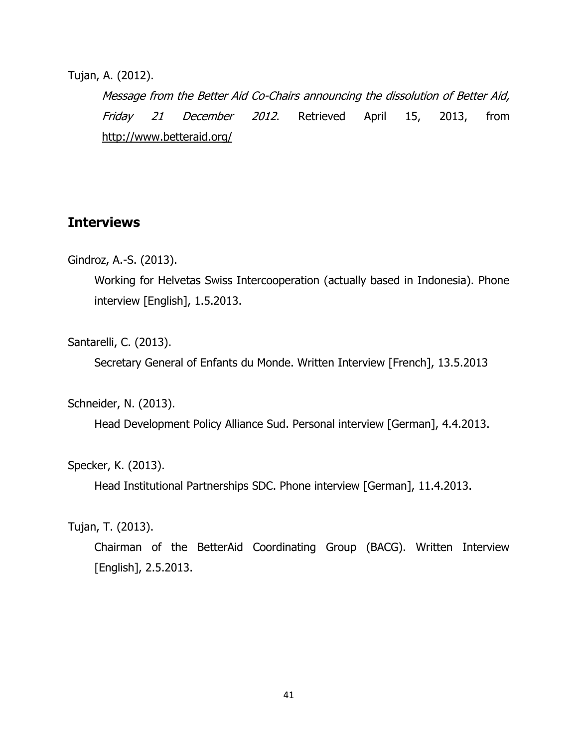Tujan, A. (2012).

*Message from the Better Aid Co-Chairs announcing the dissolution of Better Aid, Friday 21 December 2012*. Retrieved April 15, 2013, from http://www.betteraid.org/

## Interviews

Gindroz, A.-S. (2013).

Working for Helvetas Swiss Intercooperation (actually based in Indonesia). Phone interview [English], 1.5.2013.

Santarelli, C. (2013).

Secretary General of Enfants du Monde. Written Interview [French], 13.5.2013

Schneider, N. (2013).

Head Development Policy Alliance Sud. Personal interview [German], 4.4.2013.

Specker, K. (2013).

Head Institutional Partnerships SDC. Phone interview [German], 11.4.2013.

Tujan, T. (2013).

Chairman of the BetterAid Coordinating Group (BACG). Written Interview [English], 2.5.2013.